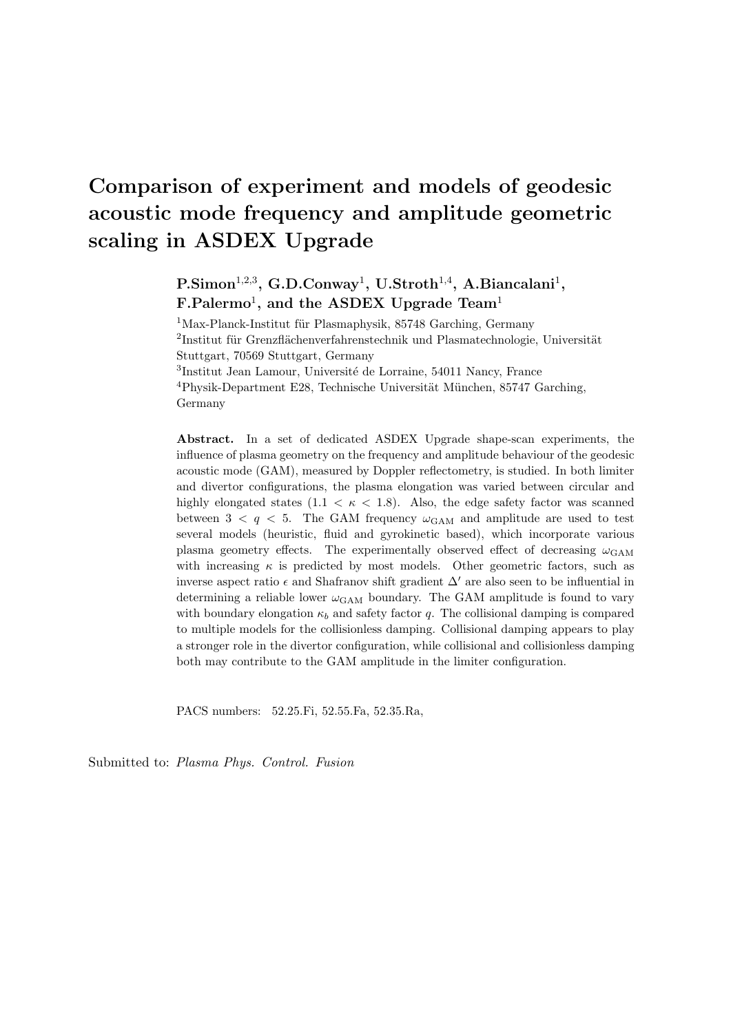# Comparison of experiment and models of geodesic acoustic mode frequency and amplitude geometric scaling in ASDEX Upgrade

**P.Simon[1,2,3], G.D.Conway[1], U.Stroth[1,4], A.Biancalani[1], F.Palermo[1], and the ASDEX Upgrade Team[1]**

[1]Max-Planck-Institut für Plasmaphysik, 85748 Garching, Germany

[2]Institut für Grenzflächenverfahrenstechnik und Plasmatechnologie, Universität Stuttgart, 70569 Stuttgart, Germany

[3]Institut Jean Lamour, Université de Lorraine, 54011 Nancy, France

[4]Physik-Department E28, Technische Universität München, 85747 Garching, Germany

**Abstract.** In a set of dedicated ASDEX Upgrade shape-scan experiments, the influence of plasma geometry on the frequency and amplitude behaviour of the geodesic acoustic mode (GAM), measured by Doppler reflectometry, is studied. In both limiter and divertor configurations, the plasma elongation was varied between circular and highly elongated states ($1.1 < \kappa < 1.8$). Also, the edge safety factor was scanned between $3 < q < 5$. The GAM frequency $\omega_{\rm GAM}$ and amplitude are used to test several models (heuristic, fluid and gyrokinetic based), which incorporate various plasma geometry effects. The experimentally observed effect of decreasing $\omega_{\rm GAM}$ with increasing $\kappa$ is predicted by most models. Other geometric factors, such as inverse aspect ratio $\epsilon$ and Shafranov shift gradient $\Delta'$ are also seen to be influential in determining a reliable lower $\omega_{\rm GAM}$ boundary. The GAM amplitude is found to vary with boundary elongation $\kappa_b$ and safety factor $q$. The collisional damping is compared to multiple models for the collisionless damping. Collisional damping appears to play a stronger role in the divertor configuration, while collisional and collisionless damping both may contribute to the GAM amplitude in the limiter configuration.

PACS numbers: 52.25.Fi, 52.55.Fa, 52.35.Ra,

Submitted to: *Plasma Phys. Control. Fusion*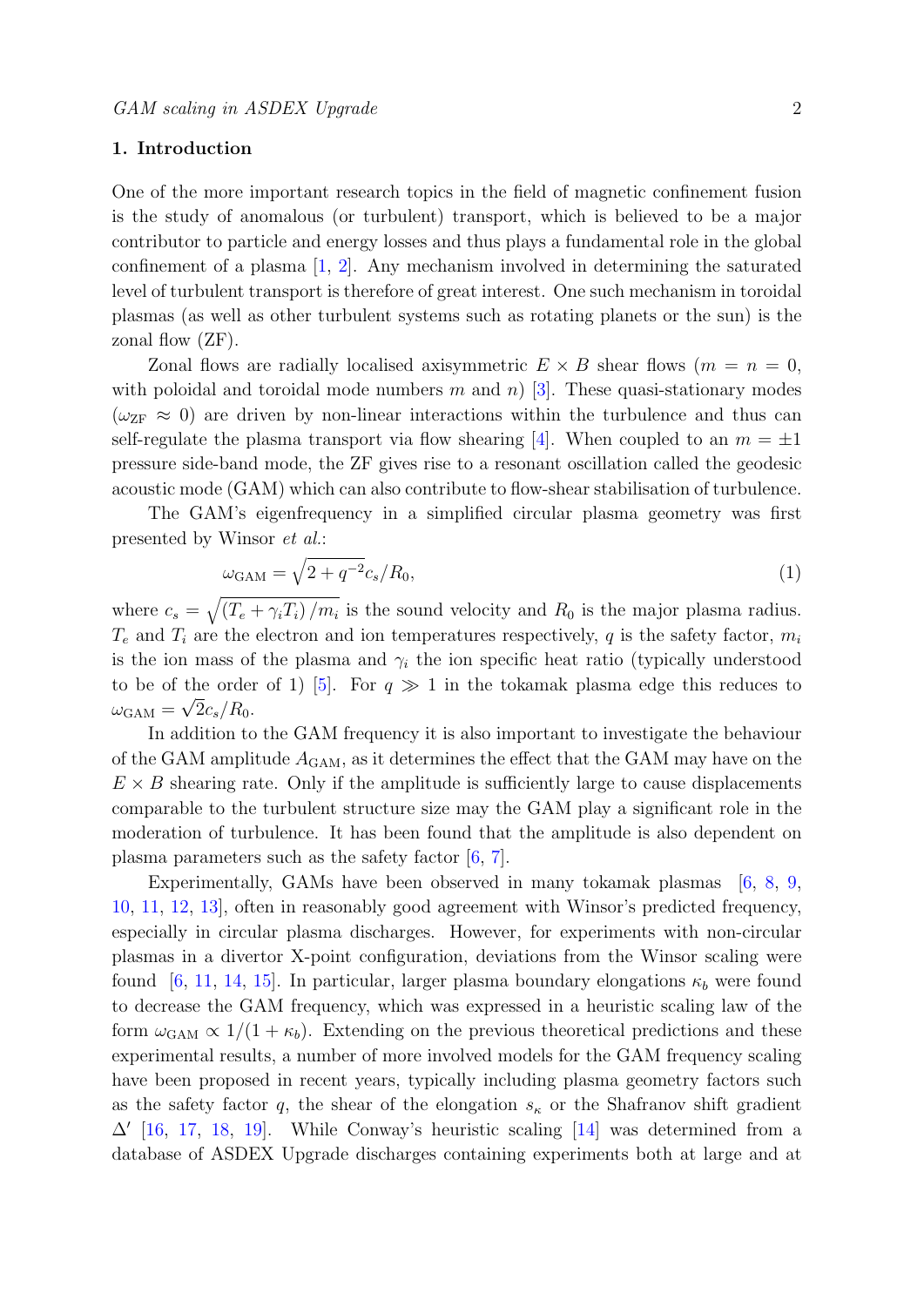## 1. Introduction

One of the more important research topics in the field of magnetic confinement fusion is the study of anomalous (or turbulent) transport, which is believed to be a major contributor to particle and energy losses and thus plays a fundamental role in the global confinement of a plasma [1, 2]. Any mechanism involved in determining the saturated level of turbulent transport is therefore of great interest. One such mechanism in toroidal plasmas (as well as other turbulent systems such as rotating planets or the sun) is the zonal flow (ZF).

Zonal flows are radially localised axisymmetric $E \times B$ shear flows ($m = n = 0$, with poloidal and toroidal mode numbers $m$ and $n$) [3]. These quasi-stationary modes ($\omega_{\mathrm{ZF}} \approx 0$) are driven by non-linear interactions within the turbulence and thus can self-regulate the plasma transport via flow shearing [4]. When coupled to an $m = \pm 1$ pressure side-band mode, the ZF gives rise to a resonant oscillation called the geodesic acoustic mode (GAM) which can also contribute to flow-shear stabilisation of turbulence.

The GAM's eigenfrequency in a simplified circular plasma geometry was first presented by Winsor *et al.*:

$$\omega_{\mathrm{GAM}} = \sqrt{2 + q^{-2}} c_s / R_0, \tag{1}$$

where $c_s = \sqrt{(T_e + \gamma_i T_i)/m_i}$ is the sound velocity and $R_0$ is the major plasma radius. $T_e$ and $T_i$ are the electron and ion temperatures respectively, $q$ is the safety factor, $m_i$ is the ion mass of the plasma and $\gamma_i$ the ion specific heat ratio (typically understood to be of the order of 1) [5]. For $q \gg 1$ in the tokamak plasma edge this reduces to $\omega_{\mathrm{GAM}} = \sqrt{2} c_s / R_0$.

In addition to the GAM frequency it is also important to investigate the behaviour of the GAM amplitude $A_{\mathrm{GAM}}$, as it determines the effect that the GAM may have on the $E \times B$ shearing rate. Only if the amplitude is sufficiently large to cause displacements comparable to the turbulent structure size may the GAM play a significant role in the moderation of turbulence. It has been found that the amplitude is also dependent on plasma parameters such as the safety factor [6, 7].

Experimentally, GAMs have been observed in many tokamak plasmas [6, 8, 9, 10, 11, 12, 13], often in reasonably good agreement with Winsor's predicted frequency, especially in circular plasma discharges. However, for experiments with non-circular plasmas in a divertor X-point configuration, deviations from the Winsor scaling were found [6, 11, 14, 15]. In particular, larger plasma boundary elongations $\kappa_b$ were found to decrease the GAM frequency, which was expressed in a heuristic scaling law of the form $\omega_{\mathrm{GAM}} \propto 1/(1 + \kappa_b)$. Extending on the previous theoretical predictions and these experimental results, a number of more involved models for the GAM frequency scaling have been proposed in recent years, typically including plasma geometry factors such as the safety factor $q$, the shear of the elongation $s_\kappa$ or the Shafranov shift gradient $\Delta'$ [16, 17, 18, 19]. While Conway's heuristic scaling [14] was determined from a database of ASDEX Upgrade discharges containing experiments both at large and at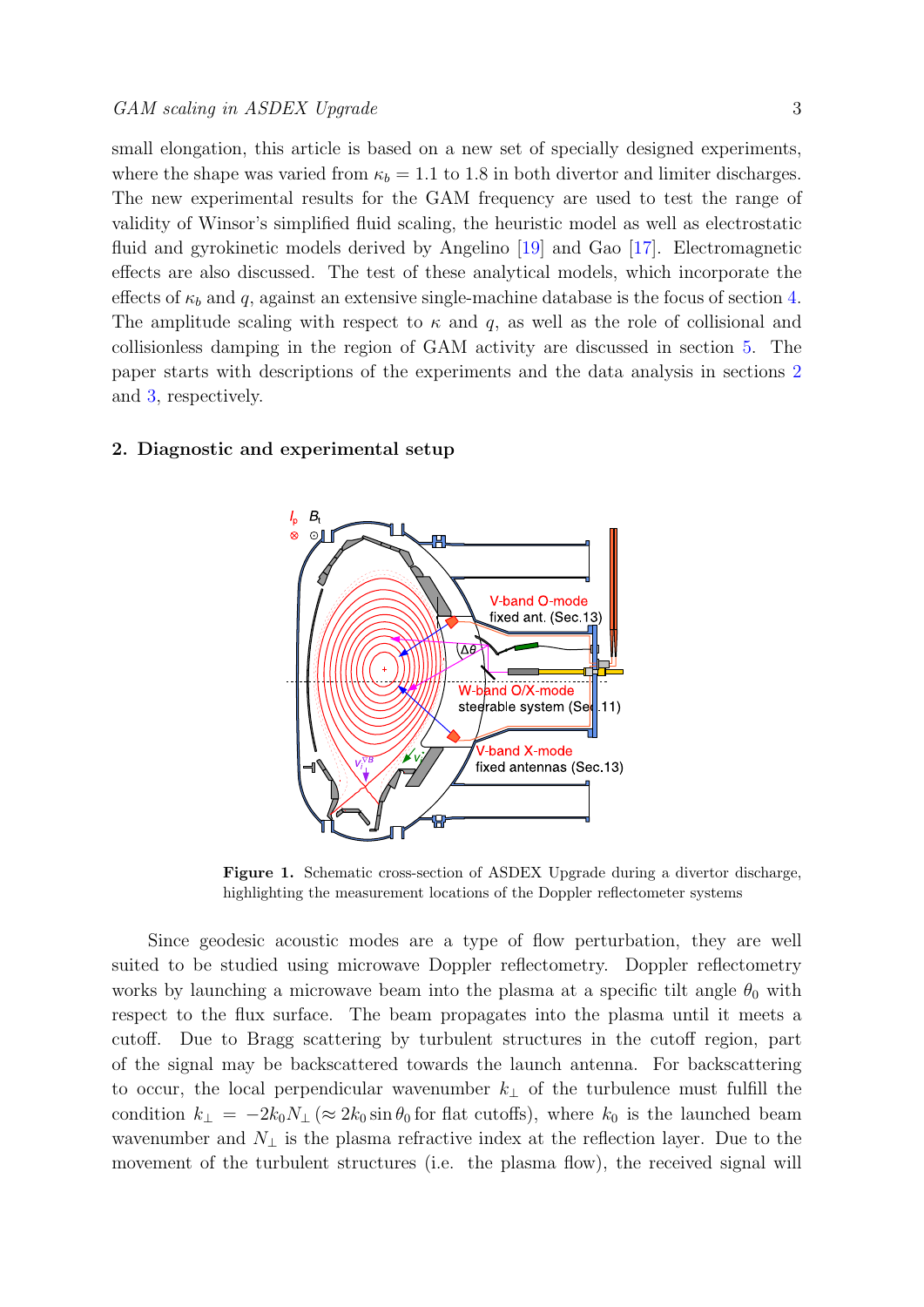small elongation, this article is based on a new set of specially designed experiments, where the shape was varied from $\kappa_b = 1.1$ to 1.8 in both divertor and limiter discharges. The new experimental results for the GAM frequency are used to test the range of validity of Winsor's simplified fluid scaling, the heuristic model as well as electrostatic fluid and gyrokinetic models derived by Angelino [19] and Gao [17]. Electromagnetic effects are also discussed. The test of these analytical models, which incorporate the effects of $\kappa_b$ and $q$, against an extensive single-machine database is the focus of section 4. The amplitude scaling with respect to $\kappa$ and $q$, as well as the role of collisional and collisionless damping in the region of GAM activity are discussed in section 5. The paper starts with descriptions of the experiments and the data analysis in sections 2 and 3, respectively.

## 2. Diagnostic and experimental setup

**Figure 1.** Schematic cross-section of ASDEX Upgrade during a divertor discharge, highlighting the measurement locations of the Doppler reflectometer systems

Since geodesic acoustic modes are a type of flow perturbation, they are well suited to be studied using microwave Doppler reflectometry. Doppler reflectometry works by launching a microwave beam into the plasma at a specific tilt angle $\theta_0$ with respect to the flux surface. The beam propagates into the plasma until it meets a cutoff. Due to Bragg scattering by turbulent structures in the cutoff region, part of the signal may be backscattered towards the launch antenna. For backscattering to occur, the local perpendicular wavenumber $k_\perp$ of the turbulence must fulfill the condition $k_\perp = -2k_0 N_\perp$ ($\approx 2k_0 \sin\theta_0$ for flat cutoffs), where $k_0$ is the launched beam wavenumber and $N_\perp$ is the plasma refractive index at the reflection layer. Due to the movement of the turbulent structures (i.e. the plasma flow), the received signal will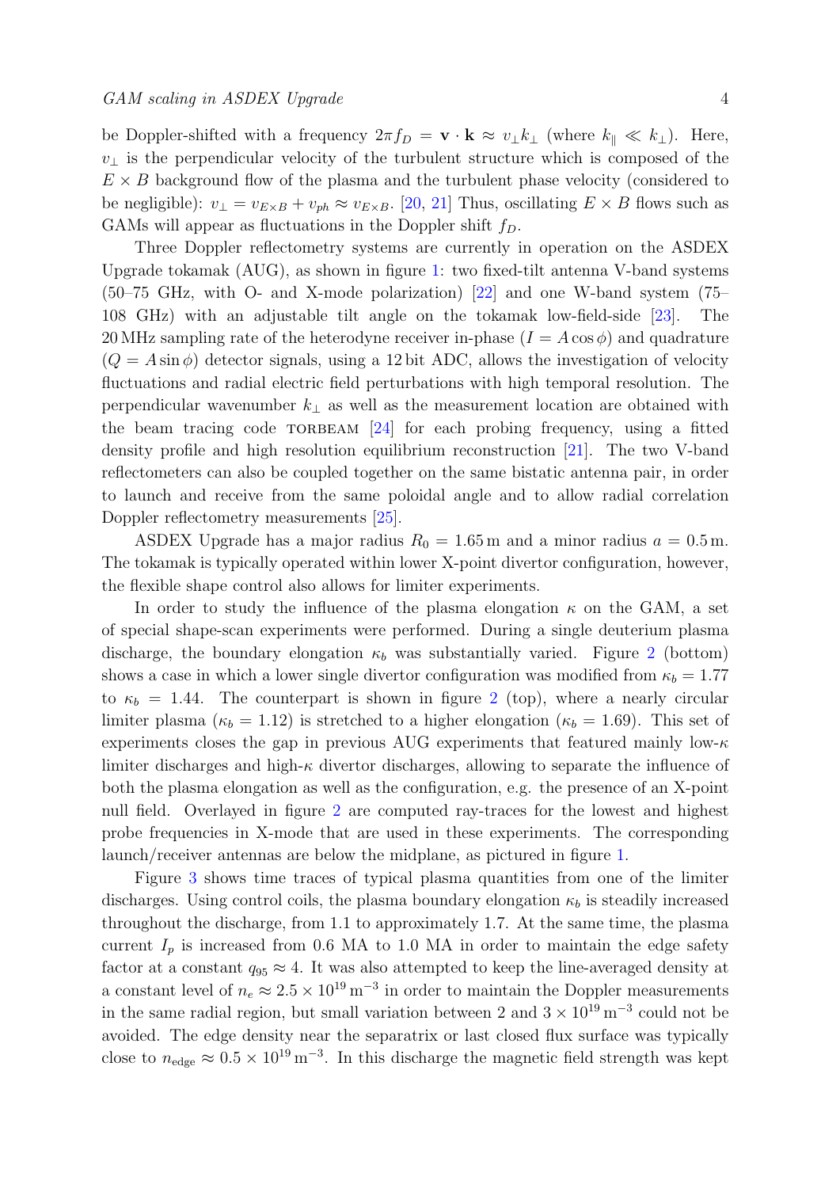be Doppler-shifted with a frequency $2\pi f_D = \mathbf{v} \cdot \mathbf{k} \approx v_\perp k_\perp$ (where $k_\parallel \ll k_\perp$). Here, $v_\perp$ is the perpendicular velocity of the turbulent structure which is composed of the $E \times B$ background flow of the plasma and the turbulent phase velocity (considered to be negligible): $v_\perp = v_{E\times B} + v_{ph} \approx v_{E\times B}$. [20, 21] Thus, oscillating $E \times B$ flows such as GAMs will appear as fluctuations in the Doppler shift $f_D$.

Three Doppler reflectometry systems are currently in operation on the ASDEX Upgrade tokamak (AUG), as shown in figure 1: two fixed-tilt antenna V-band systems (50–75 GHz, with O- and X-mode polarization) [22] and one W-band system (75–108 GHz) with an adjustable tilt angle on the tokamak low-field-side [23]. The 20 MHz sampling rate of the heterodyne receiver in-phase ($I = A\cos\phi$) and quadrature ($Q = A\sin\phi$) detector signals, using a 12 bit ADC, allows the investigation of velocity fluctuations and radial electric field perturbations with high temporal resolution. The perpendicular wavenumber $k_\perp$ as well as the measurement location are obtained with the beam tracing code TORBEAM [24] for each probing frequency, using a fitted density profile and high resolution equilibrium reconstruction [21]. The two V-band reflectometers can also be coupled together on the same bistatic antenna pair, in order to launch and receive from the same poloidal angle and to allow radial correlation Doppler reflectometry measurements [25].

ASDEX Upgrade has a major radius $R_0 = 1.65\,\mathrm{m}$ and a minor radius $a = 0.5\,\mathrm{m}$. The tokamak is typically operated within lower X-point divertor configuration, however, the flexible shape control also allows for limiter experiments.

In order to study the influence of the plasma elongation $\kappa$ on the GAM, a set of special shape-scan experiments were performed. During a single deuterium plasma discharge, the boundary elongation $\kappa_b$ was substantially varied. Figure 2 (bottom) shows a case in which a lower single divertor configuration was modified from $\kappa_b = 1.77$ to $\kappa_b = 1.44$. The counterpart is shown in figure 2 (top), where a nearly circular limiter plasma ($\kappa_b = 1.12$) is stretched to a higher elongation ($\kappa_b = 1.69$). This set of experiments closes the gap in previous AUG experiments that featured mainly low-$\kappa$ limiter discharges and high-$\kappa$ divertor discharges, allowing to separate the influence of both the plasma elongation as well as the configuration, e.g. the presence of an X-point null field. Overlayed in figure 2 are computed ray-traces for the lowest and highest probe frequencies in X-mode that are used in these experiments. The corresponding launch/receiver antennas are below the midplane, as pictured in figure 1.

Figure 3 shows time traces of typical plasma quantities from one of the limiter discharges. Using control coils, the plasma boundary elongation $\kappa_b$ is steadily increased throughout the discharge, from 1.1 to approximately 1.7. At the same time, the plasma current $I_p$ is increased from 0.6 MA to 1.0 MA in order to maintain the edge safety factor at a constant $q_{95} \approx 4$. It was also attempted to keep the line-averaged density at a constant level of $n_e \approx 2.5 \times 10^{19}\,\mathrm{m}^{-3}$ in order to maintain the Doppler measurements in the same radial region, but small variation between 2 and $3 \times 10^{19}\,\mathrm{m}^{-3}$ could not be avoided. The edge density near the separatrix or last closed flux surface was typically close to $n_{\mathrm{edge}} \approx 0.5 \times 10^{19}\,\mathrm{m}^{-3}$. In this discharge the magnetic field strength was kept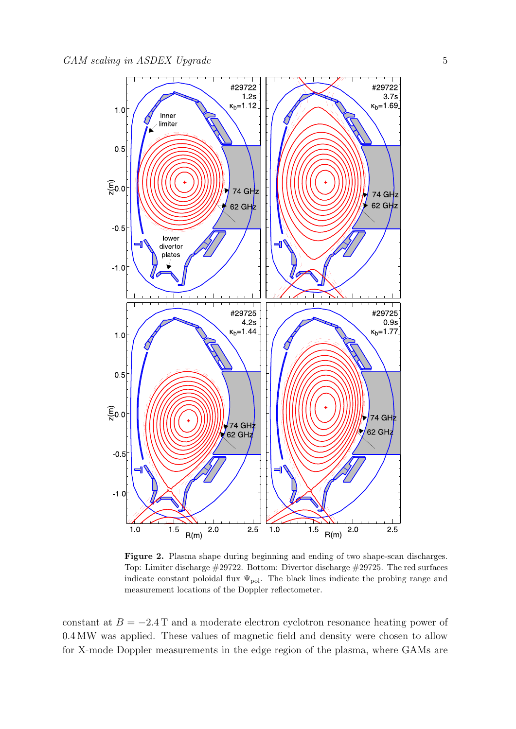**Figure 2.** Plasma shape during beginning and ending of two shape-scan discharges. Top: Limiter discharge #29722. Bottom: Divertor discharge #29725. The red surfaces indicate constant poloidal flux $\Psi_{\text{pol}}$. The black lines indicate the probing range and measurement locations of the Doppler reflectometer.

constant at $B = -2.4\,\text{T}$ and a moderate electron cyclotron resonance heating power of 0.4 MW was applied. These values of magnetic field and density were chosen to allow for X-mode Doppler measurements in the edge region of the plasma, where GAMs are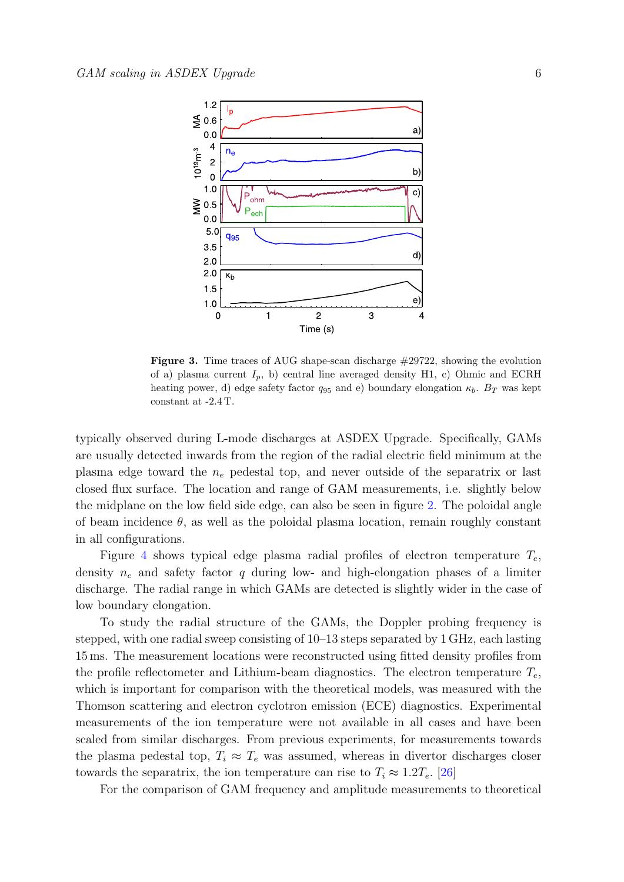**Figure 3.** Time traces of AUG shape-scan discharge #29722, showing the evolution of a) plasma current $I_p$, b) central line averaged density H1, c) Ohmic and ECRH heating power, d) edge safety factor $q_{95}$ and e) boundary elongation $\kappa_b$. $B_T$ was kept constant at -2.4 T.

typically observed during L-mode discharges at ASDEX Upgrade. Specifically, GAMs are usually detected inwards from the region of the radial electric field minimum at the plasma edge toward the $n_e$ pedestal top, and never outside of the separatrix or last closed flux surface. The location and range of GAM measurements, i.e. slightly below the midplane on the low field side edge, can also be seen in figure 2. The poloidal angle of beam incidence $\theta$, as well as the poloidal plasma location, remain roughly constant in all configurations.

Figure 4 shows typical edge plasma radial profiles of electron temperature $T_e$, density $n_e$ and safety factor $q$ during low- and high-elongation phases of a limiter discharge. The radial range in which GAMs are detected is slightly wider in the case of low boundary elongation.

To study the radial structure of the GAMs, the Doppler probing frequency is stepped, with one radial sweep consisting of 10–13 steps separated by 1 GHz, each lasting 15 ms. The measurement locations were reconstructed using fitted density profiles from the profile reflectometer and Lithium-beam diagnostics. The electron temperature $T_e$, which is important for comparison with the theoretical models, was measured with the Thomson scattering and electron cyclotron emission (ECE) diagnostics. Experimental measurements of the ion temperature were not available in all cases and have been scaled from similar discharges. From previous experiments, for measurements towards the plasma pedestal top, $T_i \approx T_e$ was assumed, whereas in divertor discharges closer towards the separatrix, the ion temperature can rise to $T_i \approx 1.2T_e$. [26]

For the comparison of GAM frequency and amplitude measurements to theoretical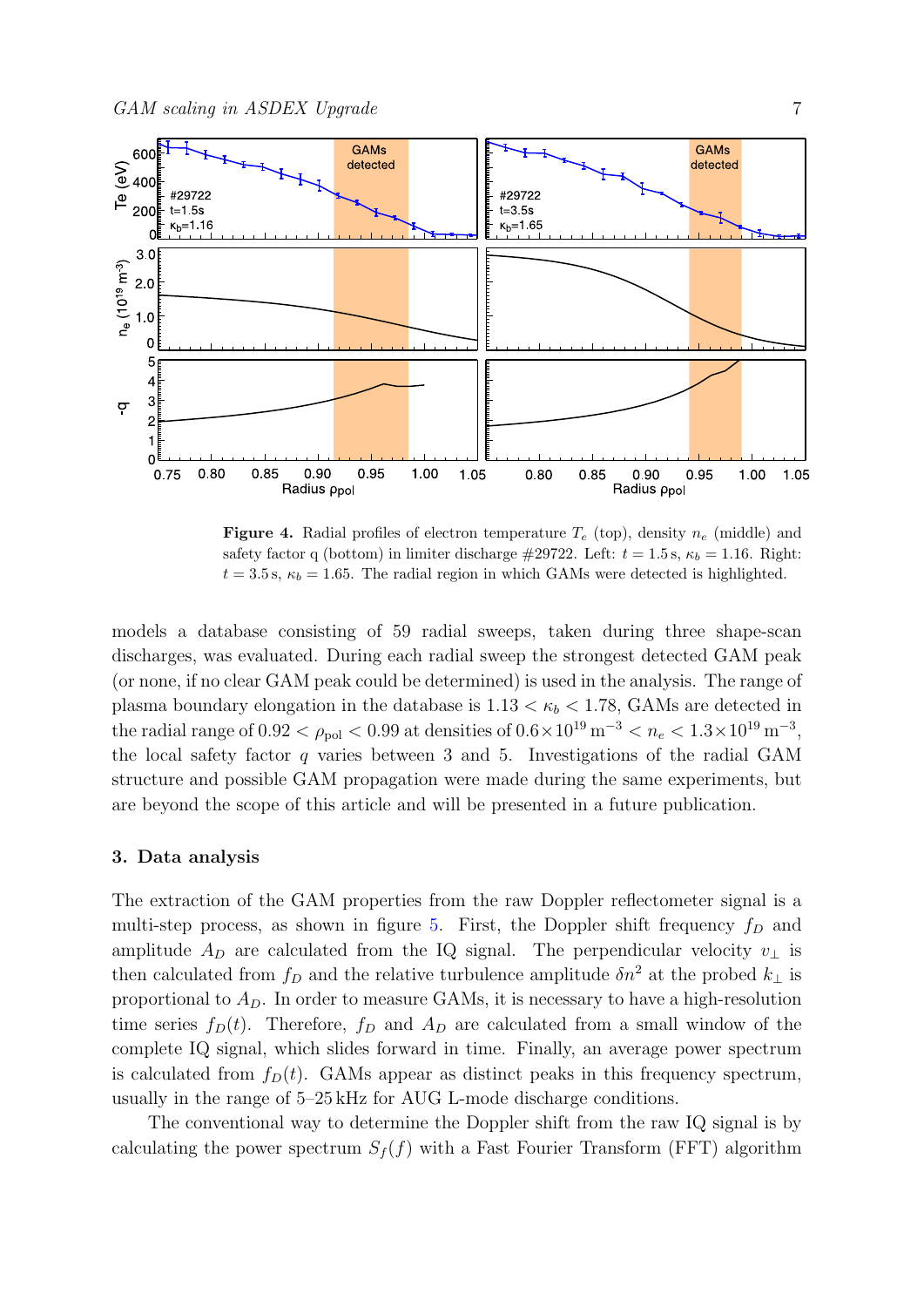**Figure 4.** Radial profiles of electron temperature $T_e$ (top), density $n_e$ (middle) and safety factor q (bottom) in limiter discharge #29722. Left: $t = 1.5\,\mathrm{s}$, $\kappa_b = 1.16$. Right: $t = 3.5\,\mathrm{s}$, $\kappa_b = 1.65$. The radial region in which GAMs were detected is highlighted.

models a database consisting of 59 radial sweeps, taken during three shape-scan discharges, was evaluated. During each radial sweep the strongest detected GAM peak (or none, if no clear GAM peak could be determined) is used in the analysis. The range of plasma boundary elongation in the database is $1.13 < \kappa_b < 1.78$, GAMs are detected in the radial range of $0.92 < \rho_{\mathrm{pol}} < 0.99$ at densities of $0.6\times10^{19}\,\mathrm{m}^{-3} < n_e < 1.3\times10^{19}\,\mathrm{m}^{-3}$, the local safety factor $q$ varies between 3 and 5. Investigations of the radial GAM structure and possible GAM propagation were made during the same experiments, but are beyond the scope of this article and will be presented in a future publication.

## 3. Data analysis

The extraction of the GAM properties from the raw Doppler reflectometer signal is a multi-step process, as shown in figure 5. First, the Doppler shift frequency $f_D$ and amplitude $A_D$ are calculated from the IQ signal. The perpendicular velocity $v_\perp$ is then calculated from $f_D$ and the relative turbulence amplitude $\delta n^2$ at the probed $k_\perp$ is proportional to $A_D$. In order to measure GAMs, it is necessary to have a high-resolution time series $f_D(t)$. Therefore, $f_D$ and $A_D$ are calculated from a small window of the complete IQ signal, which slides forward in time. Finally, an average power spectrum is calculated from $f_D(t)$. GAMs appear as distinct peaks in this frequency spectrum, usually in the range of 5–25 kHz for AUG L-mode discharge conditions.

The conventional way to determine the Doppler shift from the raw IQ signal is by calculating the power spectrum $S_f(f)$ with a Fast Fourier Transform (FFT) algorithm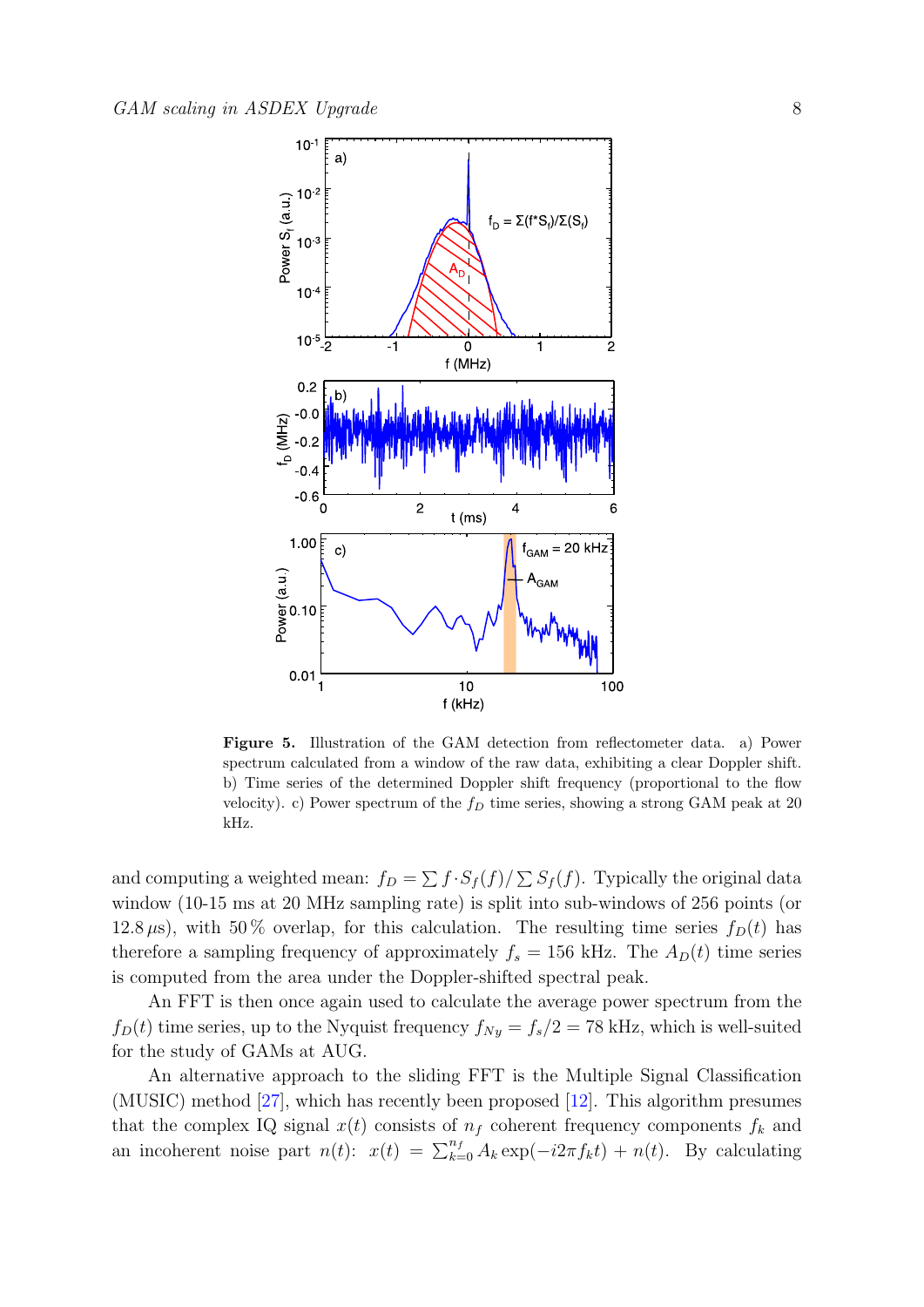**Figure 5.** Illustration of the GAM detection from reflectometer data. a) Power spectrum calculated from a window of the raw data, exhibiting a clear Doppler shift. b) Time series of the determined Doppler shift frequency (proportional to the flow velocity). c) Power spectrum of the $f_D$ time series, showing a strong GAM peak at 20 kHz.

and computing a weighted mean: $f_D = \sum f \cdot S_f(f) / \sum S_f(f)$. Typically the original data window (10-15 ms at 20 MHz sampling rate) is split into sub-windows of 256 points (or 12.8 $\mu$s), with 50 % overlap, for this calculation. The resulting time series $f_D(t)$ has therefore a sampling frequency of approximately $f_s = 156$ kHz. The $A_D(t)$ time series is computed from the area under the Doppler-shifted spectral peak.

An FFT is then once again used to calculate the average power spectrum from the $f_D(t)$ time series, up to the Nyquist frequency $f_{Ny} = f_s/2 = 78$ kHz, which is well-suited for the study of GAMs at AUG.

An alternative approach to the sliding FFT is the Multiple Signal Classification (MUSIC) method [27], which has recently been proposed [12]. This algorithm presumes that the complex IQ signal $x(t)$ consists of $n_f$ coherent frequency components $f_k$ and an incoherent noise part $n(t)$: $x(t) = \sum_{k=0}^{n_f} A_k \exp(-i2\pi f_k t) + n(t)$. By calculating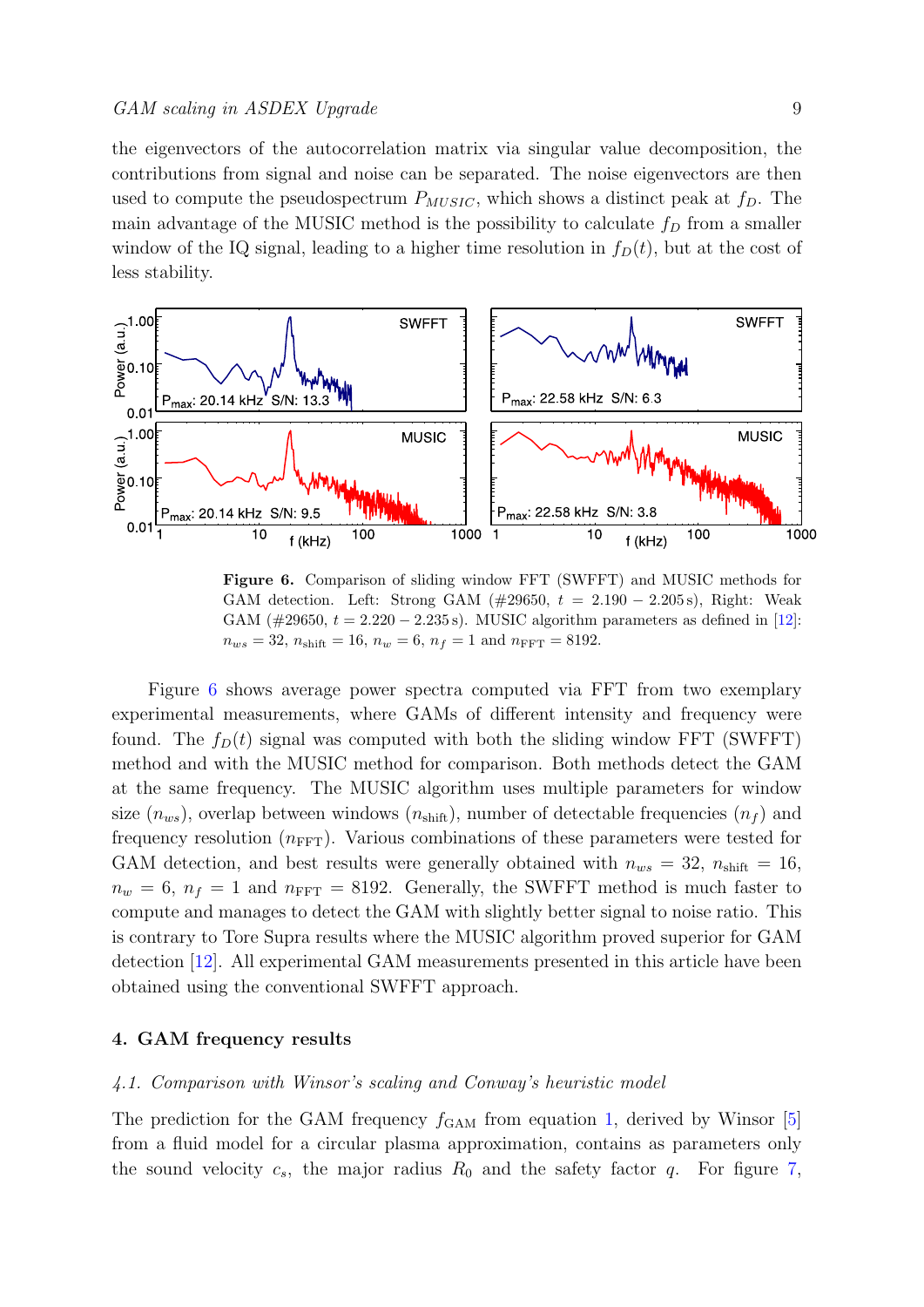the eigenvectors of the autocorrelation matrix via singular value decomposition, the contributions from signal and noise can be separated. The noise eigenvectors are then used to compute the pseudospectrum $P_{MUSIC}$, which shows a distinct peak at $f_D$. The main advantage of the MUSIC method is the possibility to calculate $f_D$ from a smaller window of the IQ signal, leading to a higher time resolution in $f_D(t)$, but at the cost of less stability.

**Figure 6.** Comparison of sliding window FFT (SWFFT) and MUSIC methods for GAM detection. Left: Strong GAM (#29650, $t = 2.190 - 2.205\,\mathrm{s}$), Right: Weak GAM (#29650, $t = 2.220 - 2.235\,\mathrm{s}$). MUSIC algorithm parameters as defined in [12]: $n_{ws} = 32$, $n_{\mathrm{shift}} = 16$, $n_w = 6$, $n_f = 1$ and $n_{\mathrm{FFT}} = 8192$.

Figure 6 shows average power spectra computed via FFT from two exemplary experimental measurements, where GAMs of different intensity and frequency were found. The $f_D(t)$ signal was computed with both the sliding window FFT (SWFFT) method and with the MUSIC method for comparison. Both methods detect the GAM at the same frequency. The MUSIC algorithm uses multiple parameters for window size ($n_{ws}$), overlap between windows ($n_{\mathrm{shift}}$), number of detectable frequencies ($n_f$) and frequency resolution ($n_{\mathrm{FFT}}$). Various combinations of these parameters were tested for GAM detection, and best results were generally obtained with $n_{ws} = 32$, $n_{\mathrm{shift}} = 16$, $n_w = 6$, $n_f = 1$ and $n_{\mathrm{FFT}} = 8192$. Generally, the SWFFT method is much faster to compute and manages to detect the GAM with slightly better signal to noise ratio. This is contrary to Tore Supra results where the MUSIC algorithm proved superior for GAM detection [12]. All experimental GAM measurements presented in this article have been obtained using the conventional SWFFT approach.

## 4. GAM frequency results

### *4.1. Comparison with Winsor's scaling and Conway's heuristic model*

The prediction for the GAM frequency $f_{\mathrm{GAM}}$ from equation 1, derived by Winsor [5] from a fluid model for a circular plasma approximation, contains as parameters only the sound velocity $c_s$, the major radius $R_0$ and the safety factor $q$. For figure 7,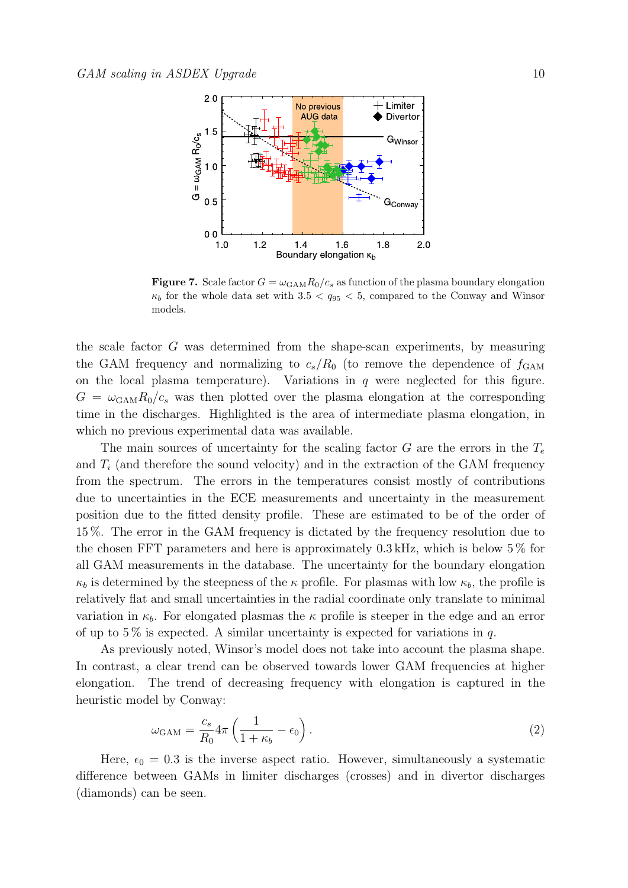**Figure 7.** Scale factor $G = \omega_{\mathrm{GAM}} R_0 / c_s$ as function of the plasma boundary elongation $\kappa_b$ for the whole data set with $3.5 < q_{95} < 5$, compared to the Conway and Winsor models.

the scale factor $G$ was determined from the shape-scan experiments, by measuring the GAM frequency and normalizing to $c_s/R_0$ (to remove the dependence of $f_{\mathrm{GAM}}$ on the local plasma temperature). Variations in $q$ were neglected for this figure. $G = \omega_{\mathrm{GAM}} R_0 / c_s$ was then plotted over the plasma elongation at the corresponding time in the discharges. Highlighted is the area of intermediate plasma elongation, in which no previous experimental data was available.

The main sources of uncertainty for the scaling factor $G$ are the errors in the $T_e$ and $T_i$ (and therefore the sound velocity) and in the extraction of the GAM frequency from the spectrum. The errors in the temperatures consist mostly of contributions due to uncertainties in the ECE measurements and uncertainty in the measurement position due to the fitted density profile. These are estimated to be of the order of 15 %. The error in the GAM frequency is dictated by the frequency resolution due to the chosen FFT parameters and here is approximately 0.3 kHz, which is below 5 % for all GAM measurements in the database. The uncertainty for the boundary elongation $\kappa_b$ is determined by the steepness of the $\kappa$ profile. For plasmas with low $\kappa_b$, the profile is relatively flat and small uncertainties in the radial coordinate only translate to minimal variation in $\kappa_b$. For elongated plasmas the $\kappa$ profile is steeper in the edge and an error of up to 5 % is expected. A similar uncertainty is expected for variations in $q$.

As previously noted, Winsor's model does not take into account the plasma shape. In contrast, a clear trend can be observed towards lower GAM frequencies at higher elongation. The trend of decreasing frequency with elongation is captured in the heuristic model by Conway:

$$\omega_{\mathrm{GAM}} = \frac{c_s}{R_0} 4\pi \left( \frac{1}{1+\kappa_b} - \epsilon_0 \right). \tag{2}$$

Here, $\epsilon_0 = 0.3$ is the inverse aspect ratio. However, simultaneously a systematic difference between GAMs in limiter discharges (crosses) and in divertor discharges (diamonds) can be seen.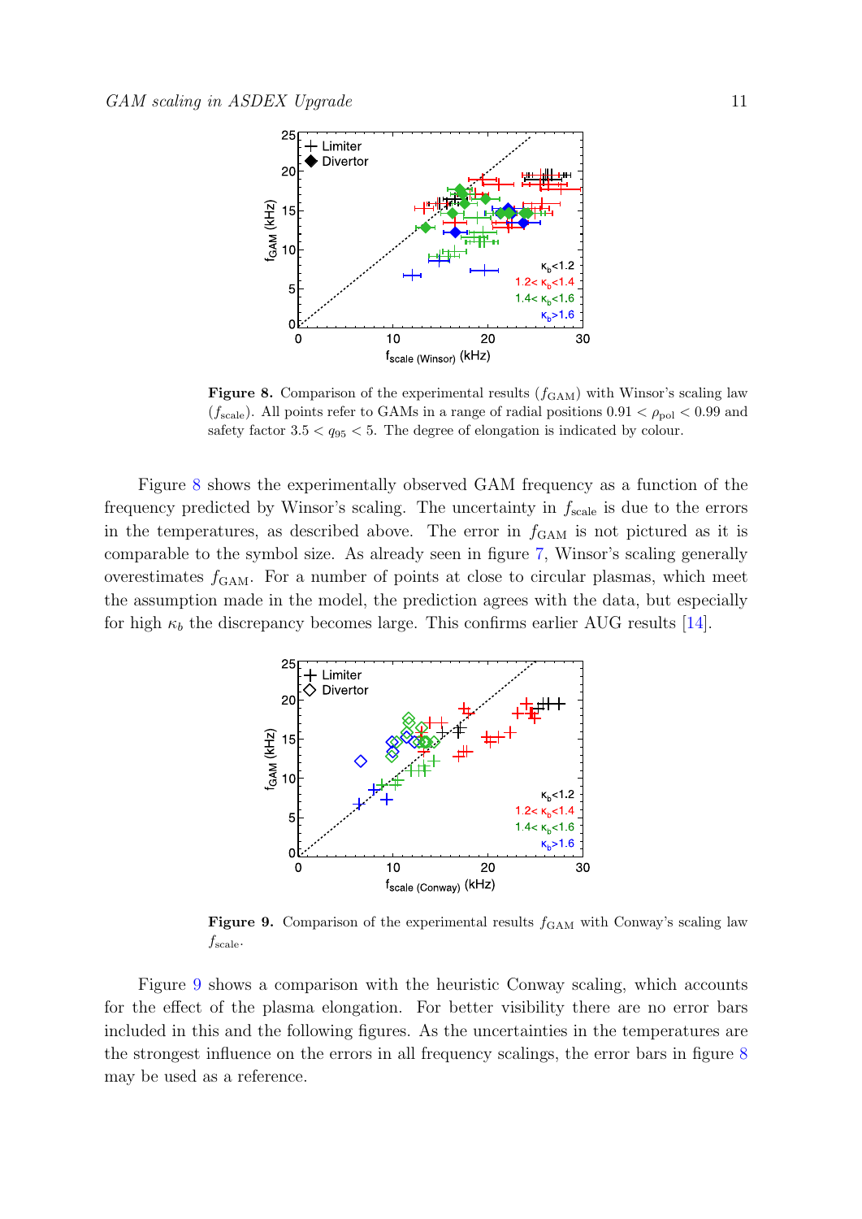**Figure 8.** Comparison of the experimental results ($f_{\mathrm{GAM}}$) with Winsor's scaling law ($f_{\mathrm{scale}}$). All points refer to GAMs in a range of radial positions $0.91 < \rho_{\mathrm{pol}} < 0.99$ and safety factor $3.5 < q_{95} < 5$. The degree of elongation is indicated by colour.

Figure 8 shows the experimentally observed GAM frequency as a function of the frequency predicted by Winsor's scaling. The uncertainty in $f_{\mathrm{scale}}$ is due to the errors in the temperatures, as described above. The error in $f_{\mathrm{GAM}}$ is not pictured as it is comparable to the symbol size. As already seen in figure 7, Winsor's scaling generally overestimates $f_{\mathrm{GAM}}$. For a number of points at close to circular plasmas, which meet the assumption made in the model, the prediction agrees with the data, but especially for high $\kappa_b$ the discrepancy becomes large. This confirms earlier AUG results [14].

**Figure 9.** Comparison of the experimental results $f_{\mathrm{GAM}}$ with Conway's scaling law $f_{\mathrm{scale}}$.

Figure 9 shows a comparison with the heuristic Conway scaling, which accounts for the effect of the plasma elongation. For better visibility there are no error bars included in this and the following figures. As the uncertainties in the temperatures are the strongest influence on the errors in all frequency scalings, the error bars in figure 8 may be used as a reference.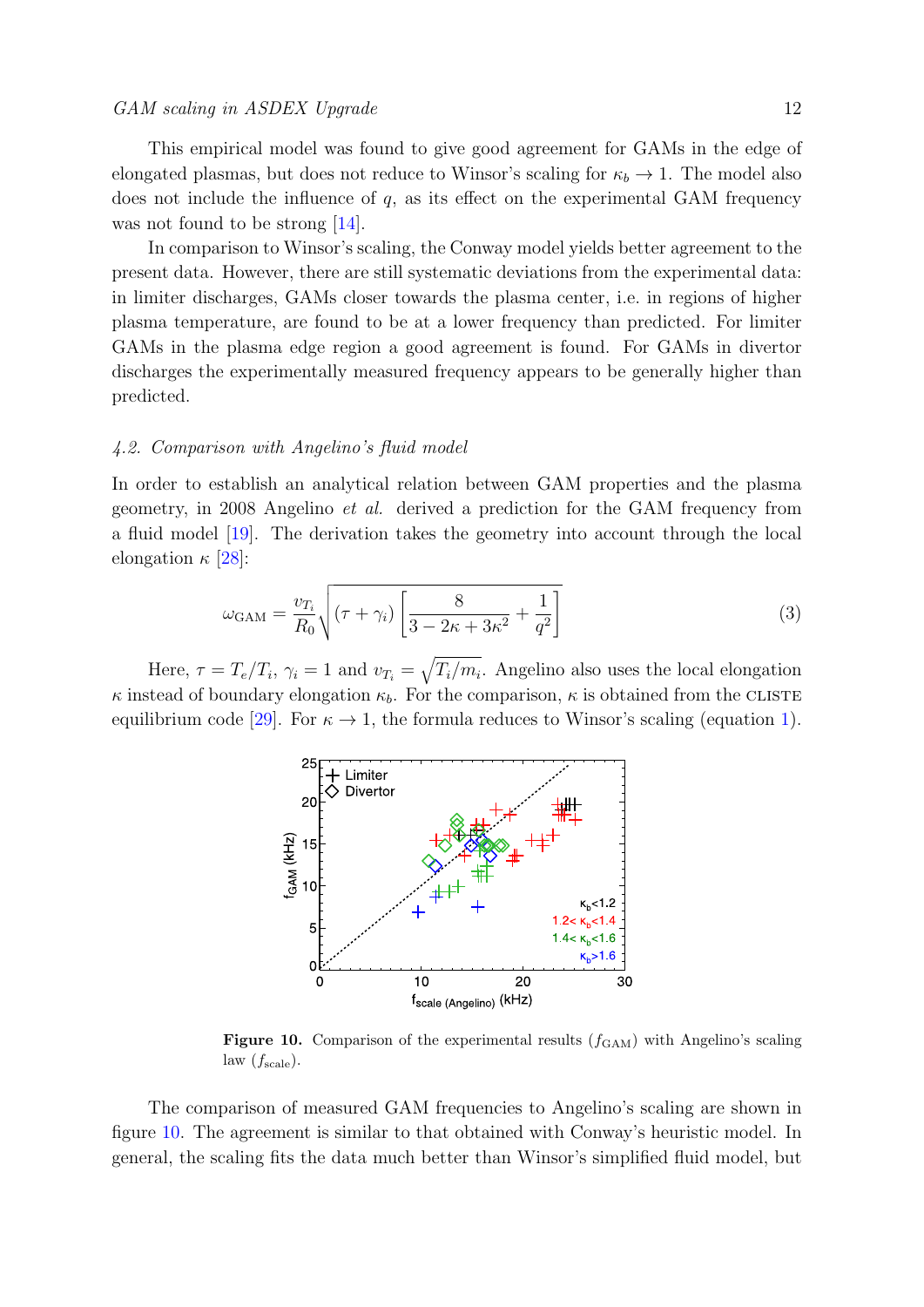This empirical model was found to give good agreement for GAMs in the edge of elongated plasmas, but does not reduce to Winsor's scaling for $\kappa_b \to 1$. The model also does not include the influence of $q$, as its effect on the experimental GAM frequency was not found to be strong [14].

In comparison to Winsor's scaling, the Conway model yields better agreement to the present data. However, there are still systematic deviations from the experimental data: in limiter discharges, GAMs closer towards the plasma center, i.e. in regions of higher plasma temperature, are found to be at a lower frequency than predicted. For limiter GAMs in the plasma edge region a good agreement is found. For GAMs in divertor discharges the experimentally measured frequency appears to be generally higher than predicted.

### 4.2. Comparison with Angelino's fluid model

In order to establish an analytical relation between GAM properties and the plasma geometry, in 2008 Angelino *et al.* derived a prediction for the GAM frequency from a fluid model [19]. The derivation takes the geometry into account through the local elongation $\kappa$ [28]:

$$\omega_{\mathrm{GAM}} = \frac{v_{T_i}}{R_0}\sqrt{(\tau + \gamma_i)\left[\frac{8}{3 - 2\kappa + 3\kappa^2} + \frac{1}{q^2}\right]} \tag{3}$$

Here, $\tau = T_e/T_i$, $\gamma_i = 1$ and $v_{T_i} = \sqrt{T_i/m_i}$. Angelino also uses the local elongation $\kappa$ instead of boundary elongation $\kappa_b$. For the comparison, $\kappa$ is obtained from the CLISTE equilibrium code [29]. For $\kappa \to 1$, the formula reduces to Winsor's scaling (equation 1).

**Figure 10.** Comparison of the experimental results ($f_{\mathrm{GAM}}$) with Angelino's scaling law ($f_{\mathrm{scale}}$).

The comparison of measured GAM frequencies to Angelino's scaling are shown in figure 10. The agreement is similar to that obtained with Conway's heuristic model. In general, the scaling fits the data much better than Winsor's simplified fluid model, but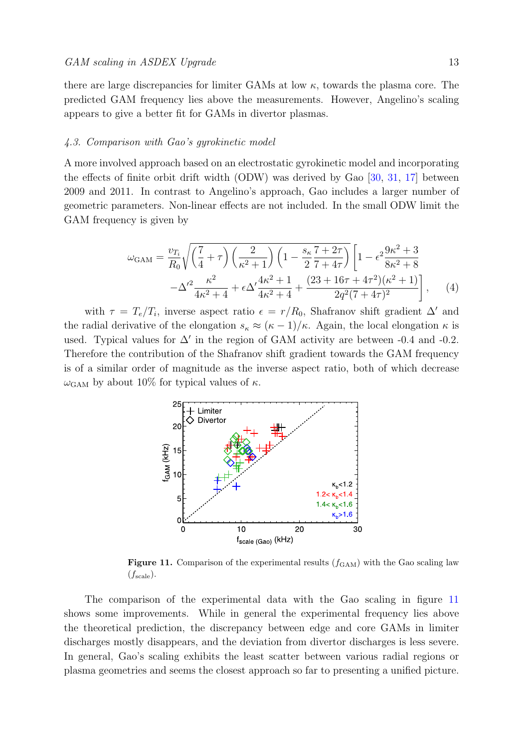there are large discrepancies for limiter GAMs at low $\kappa$, towards the plasma core. The predicted GAM frequency lies above the measurements. However, Angelino's scaling appears to give a better fit for GAMs in divertor plasmas.

### *4.3. Comparison with Gao's gyrokinetic model*

A more involved approach based on an electrostatic gyrokinetic model and incorporating the effects of finite orbit drift width (ODW) was derived by Gao [30, 31, 17] between 2009 and 2011. In contrast to Angelino's approach, Gao includes a larger number of geometric parameters. Non-linear effects are not included. In the small ODW limit the GAM frequency is given by

$$\omega_{\mathrm{GAM}} = \frac{v_{T_i}}{R_0}\sqrt{\left(\frac{7}{4}+\tau\right)\left(\frac{2}{\kappa^2+1}\right)\left(1-\frac{s_\kappa}{2}\frac{7+2\tau}{7+4\tau}\right)}\left[1-\epsilon^2\frac{9\kappa^2+3}{8\kappa^2+8}\right.$$
$$\left.-\Delta'^2\frac{\kappa^2}{4\kappa^2+4}+\epsilon\Delta'\frac{4\kappa^2+1}{4\kappa^2+4}+\frac{(23+16\tau+4\tau^2)(\kappa^2+1)}{2q^2(7+4\tau)^2}\right], \qquad (4)$$

with $\tau = T_e/T_i$, inverse aspect ratio $\epsilon = r/R_0$, Shafranov shift gradient $\Delta'$ and the radial derivative of the elongation $s_\kappa \approx (\kappa-1)/\kappa$. Again, the local elongation $\kappa$ is used. Typical values for $\Delta'$ in the region of GAM activity are between -0.4 and -0.2. Therefore the contribution of the Shafranov shift gradient towards the GAM frequency is of a similar order of magnitude as the inverse aspect ratio, both of which decrease $\omega_{\mathrm{GAM}}$ by about 10% for typical values of $\kappa$.

**Figure 11.** Comparison of the experimental results ($f_{\mathrm{GAM}}$) with the Gao scaling law ($f_{\mathrm{scale}}$).

The comparison of the experimental data with the Gao scaling in figure 11 shows some improvements. While in general the experimental frequency lies above the theoretical prediction, the discrepancy between edge and core GAMs in limiter discharges mostly disappears, and the deviation from divertor discharges is less severe. In general, Gao's scaling exhibits the least scatter between various radial regions or plasma geometries and seems the closest approach so far to presenting a unified picture.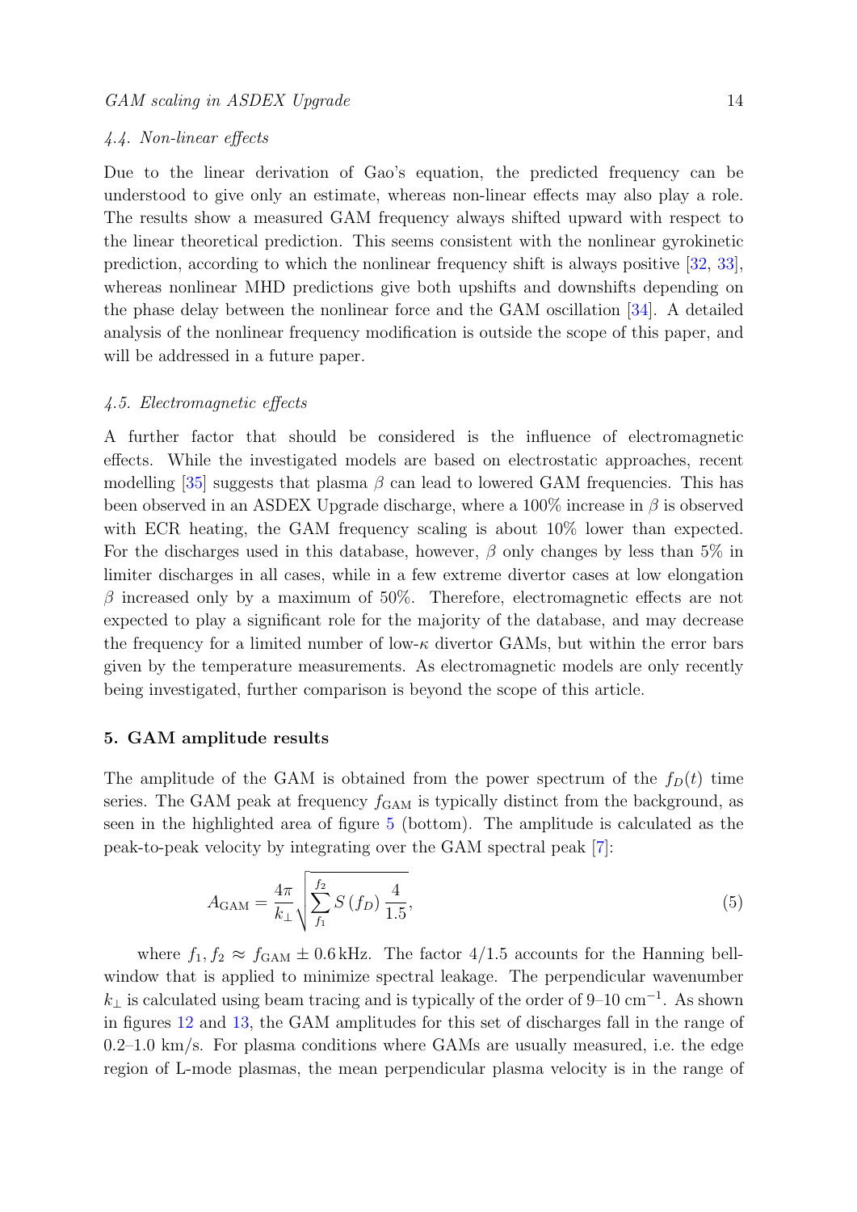### 4.4. Non-linear effects

Due to the linear derivation of Gao's equation, the predicted frequency can be understood to give only an estimate, whereas non-linear effects may also play a role. The results show a measured GAM frequency always shifted upward with respect to the linear theoretical prediction. This seems consistent with the nonlinear gyrokinetic prediction, according to which the nonlinear frequency shift is always positive [32, 33], whereas nonlinear MHD predictions give both upshifts and downshifts depending on the phase delay between the nonlinear force and the GAM oscillation [34]. A detailed analysis of the nonlinear frequency modification is outside the scope of this paper, and will be addressed in a future paper.

### 4.5. Electromagnetic effects

A further factor that should be considered is the influence of electromagnetic effects. While the investigated models are based on electrostatic approaches, recent modelling [35] suggests that plasma $\beta$ can lead to lowered GAM frequencies. This has been observed in an ASDEX Upgrade discharge, where a 100% increase in $\beta$ is observed with ECR heating, the GAM frequency scaling is about 10% lower than expected. For the discharges used in this database, however, $\beta$ only changes by less than 5% in limiter discharges in all cases, while in a few extreme divertor cases at low elongation $\beta$ increased only by a maximum of 50%. Therefore, electromagnetic effects are not expected to play a significant role for the majority of the database, and may decrease the frequency for a limited number of low-$\kappa$ divertor GAMs, but within the error bars given by the temperature measurements. As electromagnetic models are only recently being investigated, further comparison is beyond the scope of this article.

## 5. GAM amplitude results

The amplitude of the GAM is obtained from the power spectrum of the $f_D(t)$ time series. The GAM peak at frequency $f_{\mathrm{GAM}}$ is typically distinct from the background, as seen in the highlighted area of figure 5 (bottom). The amplitude is calculated as the peak-to-peak velocity by integrating over the GAM spectral peak [7]:

$$A_{\mathrm{GAM}} = \frac{4\pi}{k_\perp}\sqrt{\sum_{f_1}^{f_2} S\left(f_D\right)\frac{4}{1.5}}, \tag{5}$$

where $f_1, f_2 \approx f_{\mathrm{GAM}} \pm 0.6\,\mathrm{kHz}$. The factor $4/1.5$ accounts for the Hanning bell-window that is applied to minimize spectral leakage. The perpendicular wavenumber $k_\perp$ is calculated using beam tracing and is typically of the order of 9–10 cm$^{-1}$. As shown in figures 12 and 13, the GAM amplitudes for this set of discharges fall in the range of 0.2–1.0 km/s. For plasma conditions where GAMs are usually measured, i.e. the edge region of L-mode plasmas, the mean perpendicular plasma velocity is in the range of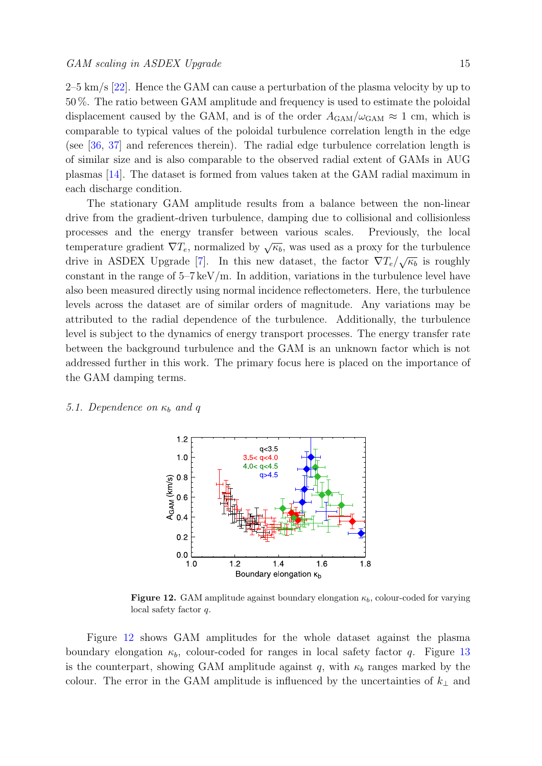2–5 km/s [22]. Hence the GAM can cause a perturbation of the plasma velocity by up to 50 %. The ratio between GAM amplitude and frequency is used to estimate the poloidal displacement caused by the GAM, and is of the order $A_{\mathrm{GAM}}/\omega_{\mathrm{GAM}} \approx 1$ cm, which is comparable to typical values of the poloidal turbulence correlation length in the edge (see [36, 37] and references therein). The radial edge turbulence correlation length is of similar size and is also comparable to the observed radial extent of GAMs in AUG plasmas [14]. The dataset is formed from values taken at the GAM radial maximum in each discharge condition.

The stationary GAM amplitude results from a balance between the non-linear drive from the gradient-driven turbulence, damping due to collisional and collisionless processes and the energy transfer between various scales. Previously, the local temperature gradient $\nabla T_e$, normalized by $\sqrt{\kappa_b}$, was used as a proxy for the turbulence drive in ASDEX Upgrade [7]. In this new dataset, the factor $\nabla T_e/\sqrt{\kappa_b}$ is roughly constant in the range of 5–7 keV/m. In addition, variations in the turbulence level have also been measured directly using normal incidence reflectometers. Here, the turbulence levels across the dataset are of similar orders of magnitude. Any variations may be attributed to the radial dependence of the turbulence. Additionally, the turbulence level is subject to the dynamics of energy transport processes. The energy transfer rate between the background turbulence and the GAM is an unknown factor which is not addressed further in this work. The primary focus here is placed on the importance of the GAM damping terms.

### 5.1. Dependence on $\kappa_b$ and $q$

**Figure 12.** GAM amplitude against boundary elongation $\kappa_b$, colour-coded for varying local safety factor $q$.

Figure 12 shows GAM amplitudes for the whole dataset against the plasma boundary elongation $\kappa_b$, colour-coded for ranges in local safety factor $q$. Figure 13 is the counterpart, showing GAM amplitude against $q$, with $\kappa_b$ ranges marked by the colour. The error in the GAM amplitude is influenced by the uncertainties of $k_\perp$ and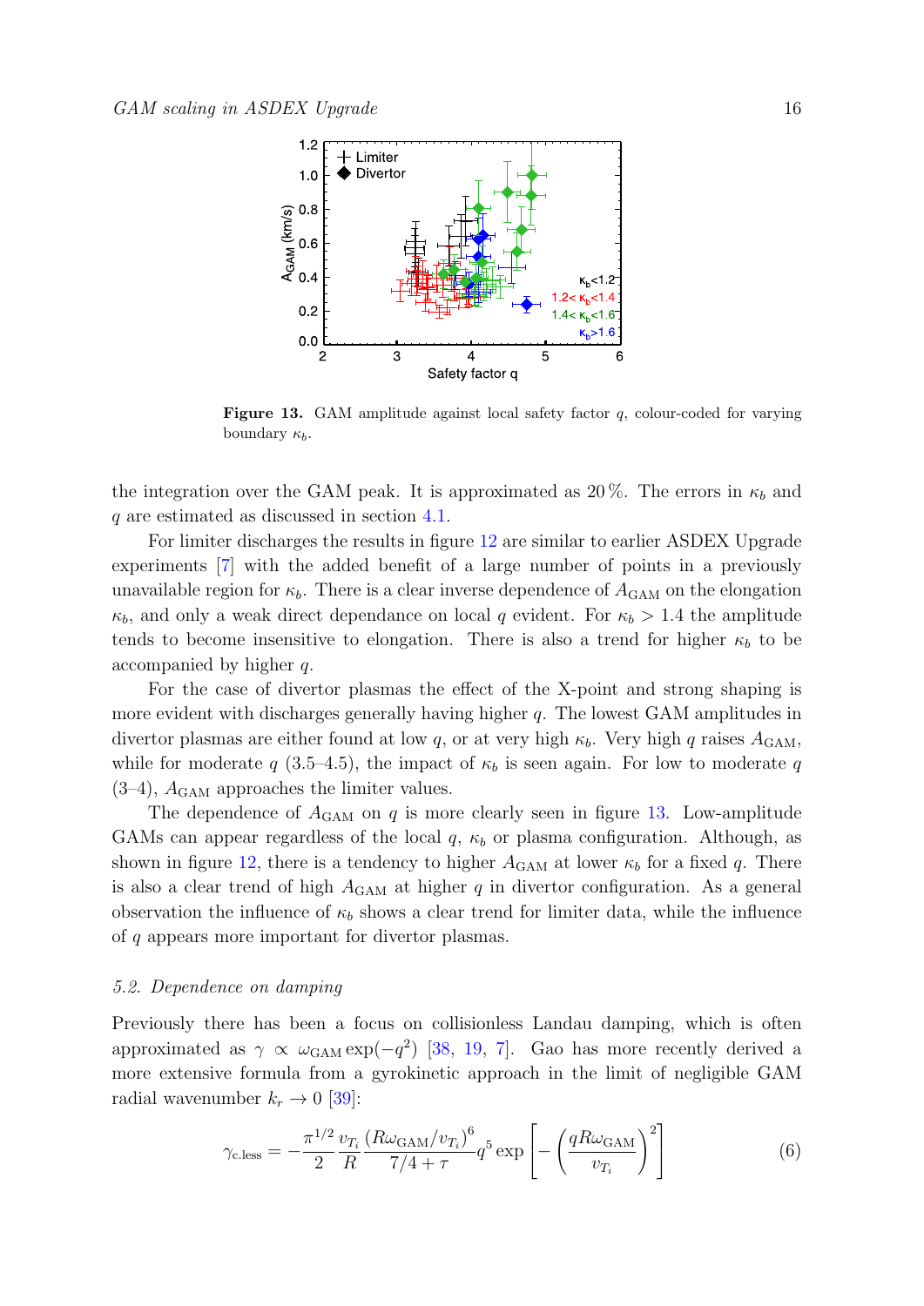**Figure 13.** GAM amplitude against local safety factor $q$, colour-coded for varying boundary $\kappa_b$.

the integration over the GAM peak. It is approximated as 20 %. The errors in $\kappa_b$ and $q$ are estimated as discussed in section 4.1.

For limiter discharges the results in figure 12 are similar to earlier ASDEX Upgrade experiments [7] with the added benefit of a large number of points in a previously unavailable region for $\kappa_b$. There is a clear inverse dependence of $A_{\mathrm{GAM}}$ on the elongation $\kappa_b$, and only a weak direct dependance on local $q$ evident. For $\kappa_b > 1.4$ the amplitude tends to become insensitive to elongation. There is also a trend for higher $\kappa_b$ to be accompanied by higher $q$.

For the case of divertor plasmas the effect of the X-point and strong shaping is more evident with discharges generally having higher $q$. The lowest GAM amplitudes in divertor plasmas are either found at low $q$, or at very high $\kappa_b$. Very high $q$ raises $A_{\mathrm{GAM}}$, while for moderate $q$ (3.5–4.5), the impact of $\kappa_b$ is seen again. For low to moderate $q$ (3–4), $A_{\mathrm{GAM}}$ approaches the limiter values.

The dependence of $A_{\mathrm{GAM}}$ on $q$ is more clearly seen in figure 13. Low-amplitude GAMs can appear regardless of the local $q$, $\kappa_b$ or plasma configuration. Although, as shown in figure 12, there is a tendency to higher $A_{\mathrm{GAM}}$ at lower $\kappa_b$ for a fixed $q$. There is also a clear trend of high $A_{\mathrm{GAM}}$ at higher $q$ in divertor configuration. As a general observation the influence of $\kappa_b$ shows a clear trend for limiter data, while the influence of $q$ appears more important for divertor plasmas.

### *5.2. Dependence on damping*

Previously there has been a focus on collisionless Landau damping, which is often approximated as $\gamma \propto \omega_{\mathrm{GAM}} \exp(-q^2)$ [38, 19, 7]. Gao has more recently derived a more extensive formula from a gyrokinetic approach in the limit of negligible GAM radial wavenumber $k_r \to 0$ [39]:

$$\gamma_{\mathrm{c.less}} = -\frac{\pi^{1/2}}{2} \frac{v_{T_i}}{R} \frac{(R\omega_{\mathrm{GAM}}/v_{T_i})^6}{7/4 + \tau} q^5 \exp\left[-\left(\frac{qR\omega_{\mathrm{GAM}}}{v_{T_i}}\right)^2\right] \tag{6}$$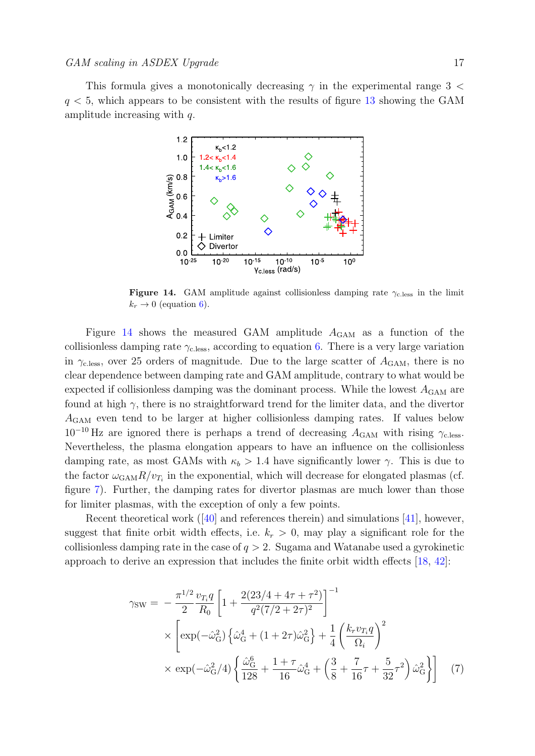This formula gives a monotonically decreasing $\gamma$ in the experimental range $3 < q < 5$, which appears to be consistent with the results of figure 13 showing the GAM amplitude increasing with $q$.

**Figure 14.** GAM amplitude against collisionless damping rate $\gamma_{\rm c.less}$ in the limit $k_r \to 0$ (equation 6).

Figure 14 shows the measured GAM amplitude $A_{\rm GAM}$ as a function of the collisionless damping rate $\gamma_{\rm c.less}$, according to equation 6. There is a very large variation in $\gamma_{\rm c.less}$, over 25 orders of magnitude. Due to the large scatter of $A_{\rm GAM}$, there is no clear dependence between damping rate and GAM amplitude, contrary to what would be expected if collisionless damping was the dominant process. While the lowest $A_{\rm GAM}$ are found at high $\gamma$, there is no straightforward trend for the limiter data, and the divertor $A_{\rm GAM}$ even tend to be larger at higher collisionless damping rates. If values below $10^{-10}$ Hz are ignored there is perhaps a trend of decreasing $A_{\rm GAM}$ with rising $\gamma_{\rm c.less}$. Nevertheless, the plasma elongation appears to have an influence on the collisionless damping rate, as most GAMs with $\kappa_b > 1.4$ have significantly lower $\gamma$. This is due to the factor $\omega_{\rm GAM} R/v_{T_i}$ in the exponential, which will decrease for elongated plasmas (cf. figure 7). Further, the damping rates for divertor plasmas are much lower than those for limiter plasmas, with the exception of only a few points.

Recent theoretical work ([40] and references therein) and simulations [41], however, suggest that finite orbit width effects, i.e. $k_r > 0$, may play a significant role for the collisionless damping rate in the case of $q > 2$. Sugama and Watanabe used a gyrokinetic approach to derive an expression that includes the finite orbit width effects [18, 42]:

$$
\begin{aligned}
\gamma_{\rm SW} = & -\frac{\pi^{1/2}}{2}\frac{v_{T_i} q}{R_0}\left[1 + \frac{2(23/4 + 4\tau + \tau^2)}{q^2(7/2 + 2\tau)^2}\right]^{-1} \\
& \times \left[\exp(-\hat{\omega}_{\rm G}^2)\left\{\hat{\omega}_{\rm G}^4 + (1+2\tau)\hat{\omega}_{\rm G}^2\right\} + \frac{1}{4}\left(\frac{k_r v_{T_i} q}{\Omega_i}\right)^2 \right. \\
& \left. \times \exp(-\hat{\omega}_{\rm G}^2/4)\left\{\frac{\hat{\omega}_{\rm G}^6}{128} + \frac{1+\tau}{16}\hat{\omega}_{\rm G}^4 + \left(\frac{3}{8} + \frac{7}{16}\tau + \frac{5}{32}\tau^2\right)\hat{\omega}_{\rm G}^2\right\}\right] \qquad (7)
\end{aligned}
$$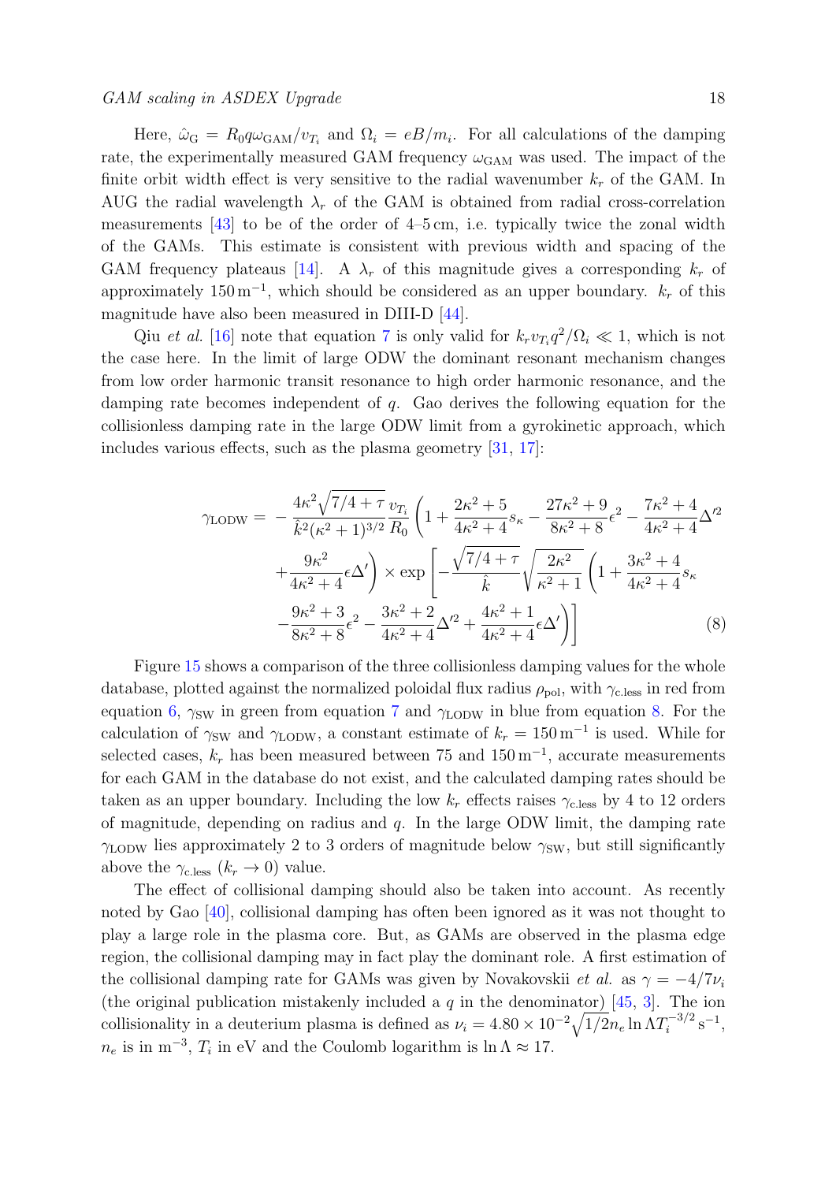Here, $\hat{\omega}_{\mathrm{G}} = R_0 q \omega_{\mathrm{GAM}} / v_{T_i}$ and $\Omega_i = eB/m_i$. For all calculations of the damping rate, the experimentally measured GAM frequency $\omega_{\mathrm{GAM}}$ was used. The impact of the finite orbit width effect is very sensitive to the radial wavenumber $k_r$ of the GAM. In AUG the radial wavelength $\lambda_r$ of the GAM is obtained from radial cross-correlation measurements [43] to be of the order of 4–5 cm, i.e. typically twice the zonal width of the GAMs. This estimate is consistent with previous width and spacing of the GAM frequency plateaus [14]. A $\lambda_r$ of this magnitude gives a corresponding $k_r$ of approximately $150\,\mathrm{m}^{-1}$, which should be considered as an upper boundary. $k_r$ of this magnitude have also been measured in DIII-D [44].

Qiu *et al.* [16] note that equation 7 is only valid for $k_r v_{T_i} q^2/\Omega_i \ll 1$, which is not the case here. In the limit of large ODW the dominant resonant mechanism changes from low order harmonic transit resonance to high order harmonic resonance, and the damping rate becomes independent of $q$. Gao derives the following equation for the collisionless damping rate in the large ODW limit from a gyrokinetic approach, which includes various effects, such as the plasma geometry [31, 17]:

$$
\begin{aligned}
\gamma_{\mathrm{LODW}} = & -\frac{4\kappa^2\sqrt{7/4+\tau}}{\hat{k}^2(\kappa^2+1)^{3/2}}\frac{v_{T_i}}{R_0}\left(1+\frac{2\kappa^2+5}{4\kappa^2+4}s_\kappa-\frac{27\kappa^2+9}{8\kappa^2+8}\epsilon^2-\frac{7\kappa^2+4}{4\kappa^2+4}\Delta'^2\right. \\
& \left.+\frac{9\kappa^2}{4\kappa^2+4}\epsilon\Delta'\right)\times\exp\left[-\frac{\sqrt{7/4+\tau}}{\hat{k}}\sqrt{\frac{2\kappa^2}{\kappa^2+1}}\left(1+\frac{3\kappa^2+4}{4\kappa^2+4}s_\kappa\right.\right. \\
& \left.\left.-\frac{9\kappa^2+3}{8\kappa^2+8}\epsilon^2-\frac{3\kappa^2+2}{4\kappa^2+4}\Delta'^2+\frac{4\kappa^2+1}{4\kappa^2+4}\epsilon\Delta'\right)\right]
\end{aligned}
\tag{8}
$$

Figure 15 shows a comparison of the three collisionless damping values for the whole database, plotted against the normalized poloidal flux radius $\rho_{\mathrm{pol}}$, with $\gamma_{\mathrm{c.less}}$ in red from equation 6, $\gamma_{\mathrm{SW}}$ in green from equation 7 and $\gamma_{\mathrm{LODW}}$ in blue from equation 8. For the calculation of $\gamma_{\mathrm{SW}}$ and $\gamma_{\mathrm{LODW}}$, a constant estimate of $k_r = 150\,\mathrm{m}^{-1}$ is used. While for selected cases, $k_r$ has been measured between 75 and $150\,\mathrm{m}^{-1}$, accurate measurements for each GAM in the database do not exist, and the calculated damping rates should be taken as an upper boundary. Including the low $k_r$ effects raises $\gamma_{\mathrm{c.less}}$ by 4 to 12 orders of magnitude, depending on radius and $q$. In the large ODW limit, the damping rate $\gamma_{\mathrm{LODW}}$ lies approximately 2 to 3 orders of magnitude below $\gamma_{\mathrm{SW}}$, but still significantly above the $\gamma_{\mathrm{c.less}}$ ($k_r \to 0$) value.

The effect of collisional damping should also be taken into account. As recently noted by Gao [40], collisional damping has often been ignored as it was not thought to play a large role in the plasma core. But, as GAMs are observed in the plasma edge region, the collisional damping may in fact play the dominant role. A first estimation of the collisional damping rate for GAMs was given by Novakovskii *et al.* as $\gamma = -4/7\nu_i$ (the original publication mistakenly included a $q$ in the denominator) [45, 3]. The ion collisionality in a deuterium plasma is defined as $\nu_i = 4.80 \times 10^{-2}\sqrt{1/2}n_e \ln\Lambda T_i^{-3/2}\,\mathrm{s}^{-1}$, $n_e$ is in $\mathrm{m}^{-3}$, $T_i$ in eV and the Coulomb logarithm is $\ln\Lambda \approx 17$.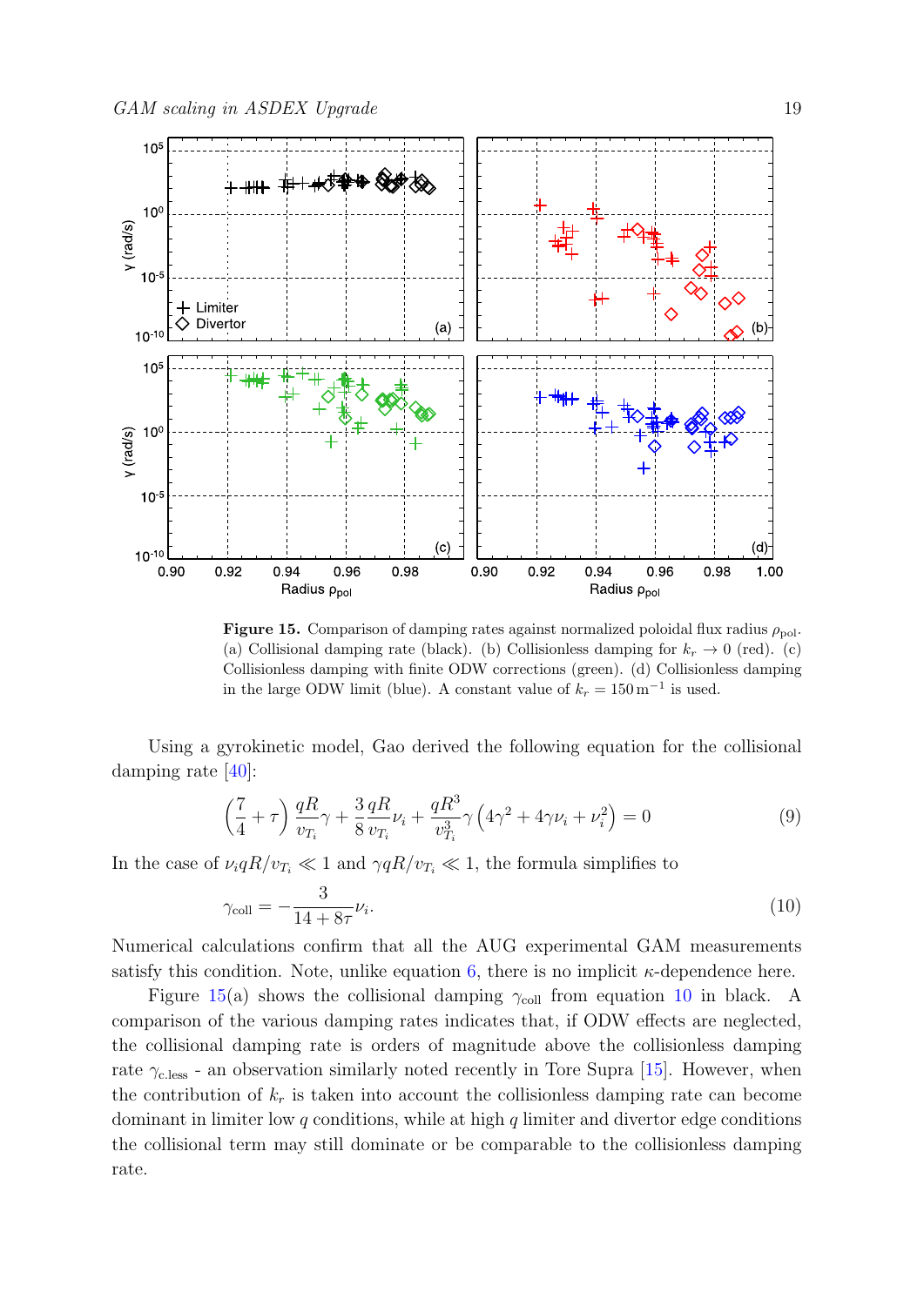**Figure 15.** Comparison of damping rates against normalized poloidal flux radius $\rho_{\rm pol}$. (a) Collisional damping rate (black). (b) Collisionless damping for $k_r \to 0$ (red). (c) Collisionless damping with finite ODW corrections (green). (d) Collisionless damping in the large ODW limit (blue). A constant value of $k_r = 150\,\mathrm{m}^{-1}$ is used.

Using a gyrokinetic model, Gao derived the following equation for the collisional damping rate [40]:

$$\left(\frac{7}{4} + \tau\right) \frac{qR}{v_{T_i}} \gamma + \frac{3}{8} \frac{qR}{v_{T_i}} \nu_i + \frac{qR^3}{v_{T_i}^3} \gamma \left(4\gamma^2 + 4\gamma\nu_i + \nu_i^2\right) = 0 \tag{9}$$

In the case of $\nu_i qR/v_{T_i} \ll 1$ and $\gamma qR/v_{T_i} \ll 1$, the formula simplifies to

$$\gamma_{\rm coll} = -\frac{3}{14 + 8\tau} \nu_i. \tag{10}$$

Numerical calculations confirm that all the AUG experimental GAM measurements satisfy this condition. Note, unlike equation 6, there is no implicit $\kappa$-dependence here.

Figure 15(a) shows the collisional damping $\gamma_{\rm coll}$ from equation 10 in black. A comparison of the various damping rates indicates that, if ODW effects are neglected, the collisional damping rate is orders of magnitude above the collisionless damping rate $\gamma_{\rm c.less}$ - an observation similarly noted recently in Tore Supra [15]. However, when the contribution of $k_r$ is taken into account the collisionless damping rate can become dominant in limiter low $q$ conditions, while at high $q$ limiter and divertor edge conditions the collisional term may still dominate or be comparable to the collisionless damping rate.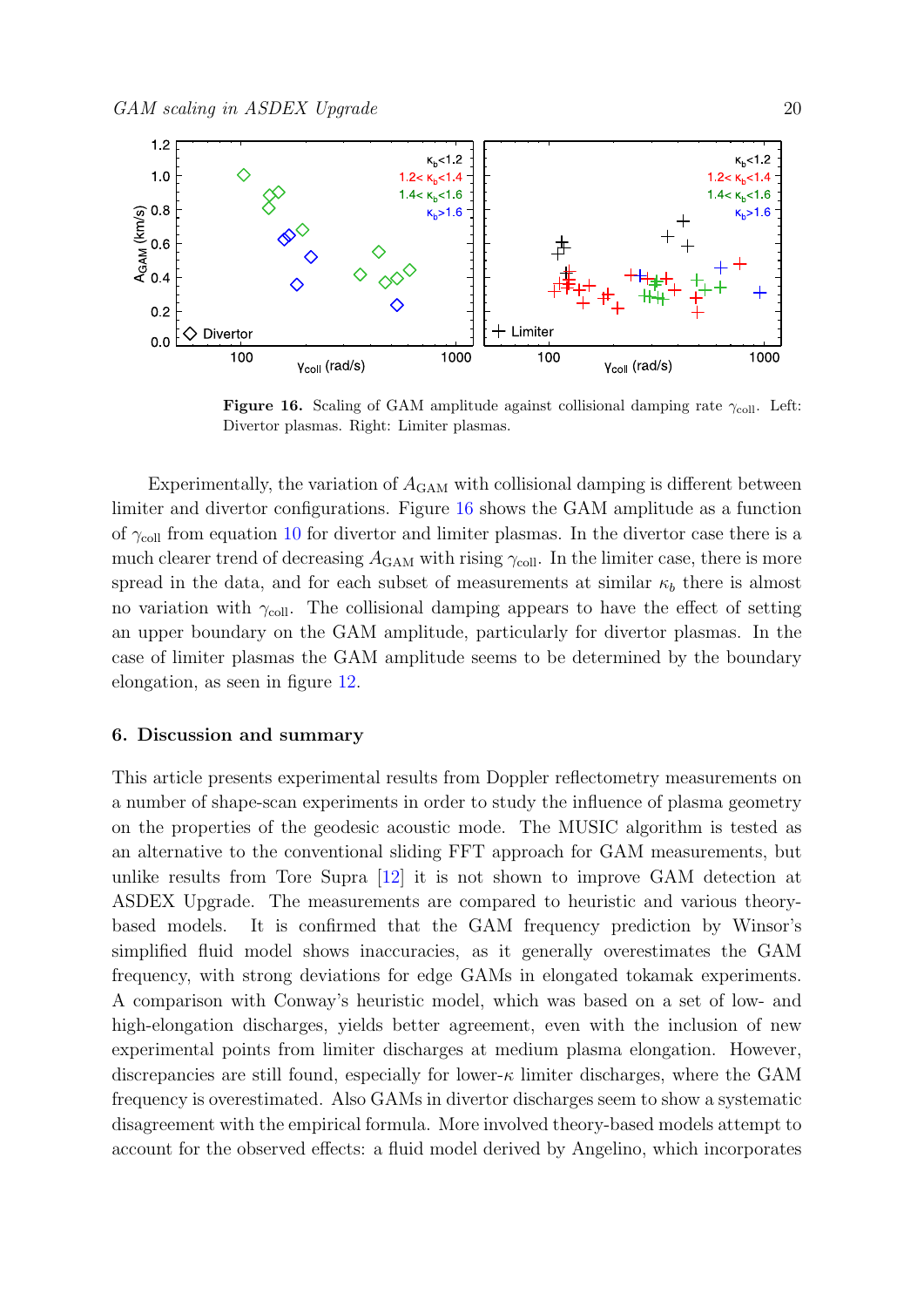**Figure 16.** Scaling of GAM amplitude against collisional damping rate $\gamma_{\rm coll}$. Left: Divertor plasmas. Right: Limiter plasmas.

Experimentally, the variation of $A_{\rm GAM}$ with collisional damping is different between limiter and divertor configurations. Figure 16 shows the GAM amplitude as a function of $\gamma_{\rm coll}$ from equation 10 for divertor and limiter plasmas. In the divertor case there is a much clearer trend of decreasing $A_{\rm GAM}$ with rising $\gamma_{\rm coll}$. In the limiter case, there is more spread in the data, and for each subset of measurements at similar $\kappa_b$ there is almost no variation with $\gamma_{\rm coll}$. The collisional damping appears to have the effect of setting an upper boundary on the GAM amplitude, particularly for divertor plasmas. In the case of limiter plasmas the GAM amplitude seems to be determined by the boundary elongation, as seen in figure 12.

## 6. Discussion and summary

This article presents experimental results from Doppler reflectometry measurements on a number of shape-scan experiments in order to study the influence of plasma geometry on the properties of the geodesic acoustic mode. The MUSIC algorithm is tested as an alternative to the conventional sliding FFT approach for GAM measurements, but unlike results from Tore Supra [12] it is not shown to improve GAM detection at ASDEX Upgrade. The measurements are compared to heuristic and various theory-based models. It is confirmed that the GAM frequency prediction by Winsor's simplified fluid model shows inaccuracies, as it generally overestimates the GAM frequency, with strong deviations for edge GAMs in elongated tokamak experiments. A comparison with Conway's heuristic model, which was based on a set of low- and high-elongation discharges, yields better agreement, even with the inclusion of new experimental points from limiter discharges at medium plasma elongation. However, discrepancies are still found, especially for lower-$\kappa$ limiter discharges, where the GAM frequency is overestimated. Also GAMs in divertor discharges seem to show a systematic disagreement with the empirical formula. More involved theory-based models attempt to account for the observed effects: a fluid model derived by Angelino, which incorporates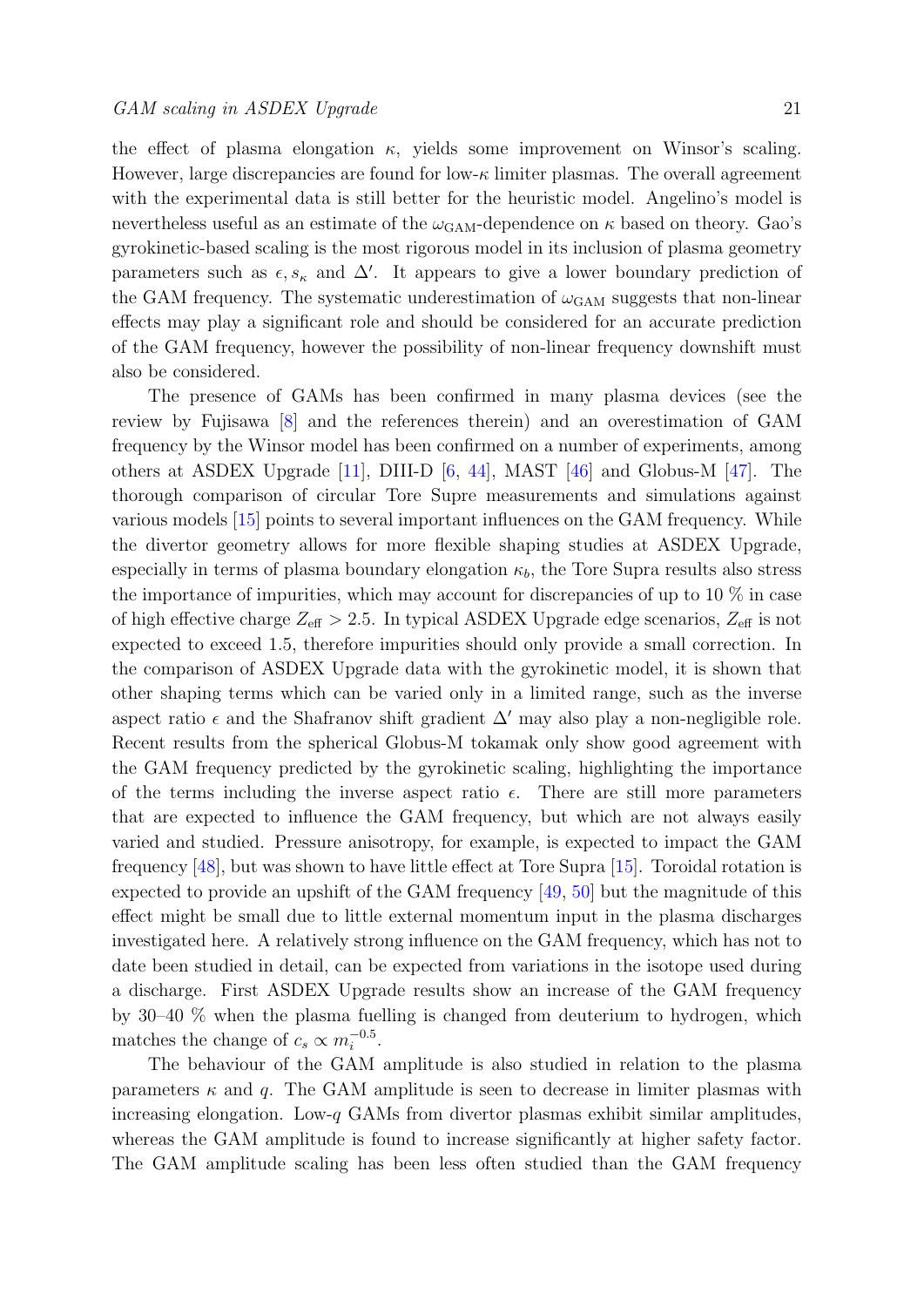the effect of plasma elongation $\kappa$, yields some improvement on Winsor's scaling. However, large discrepancies are found for low-$\kappa$ limiter plasmas. The overall agreement with the experimental data is still better for the heuristic model. Angelino's model is nevertheless useful as an estimate of the $\omega_{\rm GAM}$-dependence on $\kappa$ based on theory. Gao's gyrokinetic-based scaling is the most rigorous model in its inclusion of plasma geometry parameters such as $\epsilon, s_\kappa$ and $\Delta'$. It appears to give a lower boundary prediction of the GAM frequency. The systematic underestimation of $\omega_{\rm GAM}$ suggests that non-linear effects may play a significant role and should be considered for an accurate prediction of the GAM frequency, however the possibility of non-linear frequency downshift must also be considered.

The presence of GAMs has been confirmed in many plasma devices (see the review by Fujisawa [8] and the references therein) and an overestimation of GAM frequency by the Winsor model has been confirmed on a number of experiments, among others at ASDEX Upgrade [11], DIII-D [6, 44], MAST [46] and Globus-M [47]. The thorough comparison of circular Tore Supre measurements and simulations against various models [15] points to several important influences on the GAM frequency. While the divertor geometry allows for more flexible shaping studies at ASDEX Upgrade, especially in terms of plasma boundary elongation $\kappa_b$, the Tore Supra results also stress the importance of impurities, which may account for discrepancies of up to 10 % in case of high effective charge $Z_{\rm eff} > 2.5$. In typical ASDEX Upgrade edge scenarios, $Z_{\rm eff}$ is not expected to exceed 1.5, therefore impurities should only provide a small correction. In the comparison of ASDEX Upgrade data with the gyrokinetic model, it is shown that other shaping terms which can be varied only in a limited range, such as the inverse aspect ratio $\epsilon$ and the Shafranov shift gradient $\Delta'$ may also play a non-negligible role. Recent results from the spherical Globus-M tokamak only show good agreement with the GAM frequency predicted by the gyrokinetic scaling, highlighting the importance of the terms including the inverse aspect ratio $\epsilon$. There are still more parameters that are expected to influence the GAM frequency, but which are not always easily varied and studied. Pressure anisotropy, for example, is expected to impact the GAM frequency [48], but was shown to have little effect at Tore Supra [15]. Toroidal rotation is expected to provide an upshift of the GAM frequency [49, 50] but the magnitude of this effect might be small due to little external momentum input in the plasma discharges investigated here. A relatively strong influence on the GAM frequency, which has not to date been studied in detail, can be expected from variations in the isotope used during a discharge. First ASDEX Upgrade results show an increase of the GAM frequency by 30–40 % when the plasma fuelling is changed from deuterium to hydrogen, which matches the change of $c_s \propto m_i^{-0.5}$.

The behaviour of the GAM amplitude is also studied in relation to the plasma parameters $\kappa$ and $q$. The GAM amplitude is seen to decrease in limiter plasmas with increasing elongation. Low-$q$ GAMs from divertor plasmas exhibit similar amplitudes, whereas the GAM amplitude is found to increase significantly at higher safety factor. The GAM amplitude scaling has been less often studied than the GAM frequency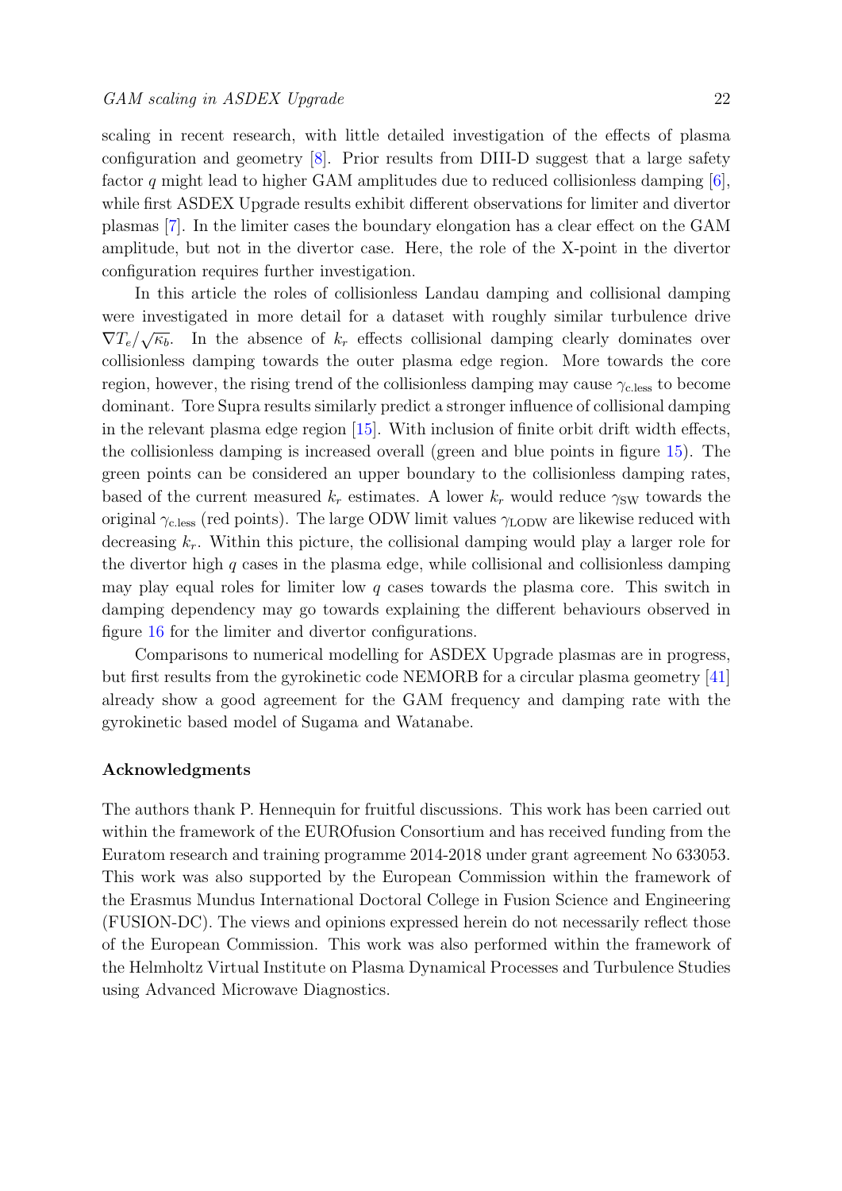scaling in recent research, with little detailed investigation of the effects of plasma configuration and geometry [8]. Prior results from DIII-D suggest that a large safety factor $q$ might lead to higher GAM amplitudes due to reduced collisionless damping [6], while first ASDEX Upgrade results exhibit different observations for limiter and divertor plasmas [7]. In the limiter cases the boundary elongation has a clear effect on the GAM amplitude, but not in the divertor case. Here, the role of the X-point in the divertor configuration requires further investigation.

In this article the roles of collisionless Landau damping and collisional damping were investigated in more detail for a dataset with roughly similar turbulence drive $\nabla T_e/\sqrt{\kappa_b}$. In the absence of $k_r$ effects collisional damping clearly dominates over collisionless damping towards the outer plasma edge region. More towards the core region, however, the rising trend of the collisionless damping may cause $\gamma_{\text{c.less}}$ to become dominant. Tore Supra results similarly predict a stronger influence of collisional damping in the relevant plasma edge region [15]. With inclusion of finite orbit drift width effects, the collisionless damping is increased overall (green and blue points in figure 15). The green points can be considered an upper boundary to the collisionless damping rates, based of the current measured $k_r$ estimates. A lower $k_r$ would reduce $\gamma_{\text{SW}}$ towards the original $\gamma_{\text{c.less}}$ (red points). The large ODW limit values $\gamma_{\text{LODW}}$ are likewise reduced with decreasing $k_r$. Within this picture, the collisional damping would play a larger role for the divertor high $q$ cases in the plasma edge, while collisional and collisionless damping may play equal roles for limiter low $q$ cases towards the plasma core. This switch in damping dependency may go towards explaining the different behaviours observed in figure 16 for the limiter and divertor configurations.

Comparisons to numerical modelling for ASDEX Upgrade plasmas are in progress, but first results from the gyrokinetic code NEMORB for a circular plasma geometry [41] already show a good agreement for the GAM frequency and damping rate with the gyrokinetic based model of Sugama and Watanabe.

### Acknowledgments

The authors thank P. Hennequin for fruitful discussions. This work has been carried out within the framework of the EUROfusion Consortium and has received funding from the Euratom research and training programme 2014-2018 under grant agreement No 633053. This work was also supported by the European Commission within the framework of the Erasmus Mundus International Doctoral College in Fusion Science and Engineering (FUSION-DC). The views and opinions expressed herein do not necessarily reflect those of the European Commission. This work was also performed within the framework of the Helmholtz Virtual Institute on Plasma Dynamical Processes and Turbulence Studies using Advanced Microwave Diagnostics.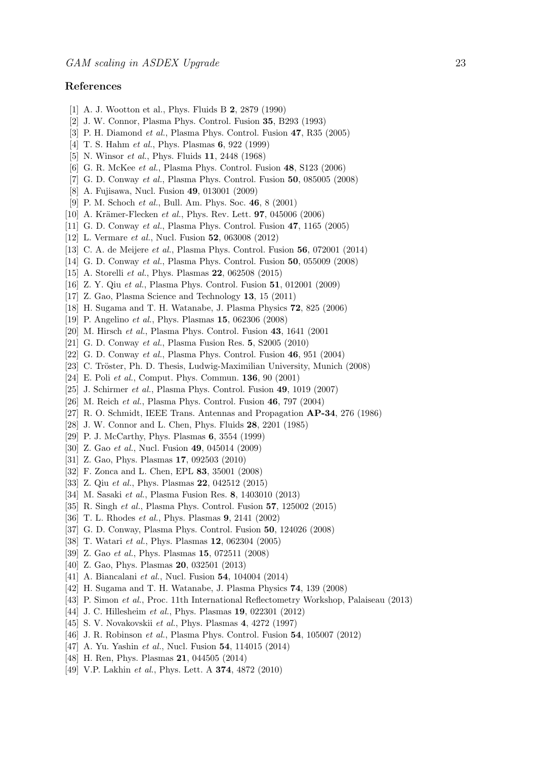## References

[1] A. J. Wootton et al., Phys. Fluids B **2**, 2879 (1990)
[2] J. W. Connor, Plasma Phys. Control. Fusion **35**, B293 (1993)
[3] P. H. Diamond *et al.*, Plasma Phys. Control. Fusion **47**, R35 (2005)
[4] T. S. Hahm *et al.*, Phys. Plasmas **6**, 922 (1999)
[5] N. Winsor *et al.*, Phys. Fluids **11**, 2448 (1968)
[6] G. R. McKee *et al.*, Plasma Phys. Control. Fusion **48**, S123 (2006)
[7] G. D. Conway *et al.*, Plasma Phys. Control. Fusion **50**, 085005 (2008)
[8] A. Fujisawa, Nucl. Fusion **49**, 013001 (2009)
[9] P. M. Schoch *et al.*, Bull. Am. Phys. Soc. **46**, 8 (2001)
[10] A. Krämer-Flecken *et al.*, Phys. Rev. Lett. **97**, 045006 (2006)
[11] G. D. Conway *et al.*, Plasma Phys. Control. Fusion **47**, 1165 (2005)
[12] L. Vermare *et al.*, Nucl. Fusion **52**, 063008 (2012)
[13] C. A. de Meijere *et al.*, Plasma Phys. Control. Fusion **56**, 072001 (2014)
[14] G. D. Conway *et al.*, Plasma Phys. Control. Fusion **50**, 055009 (2008)
[15] A. Storelli *et al.*, Phys. Plasmas **22**, 062508 (2015)
[16] Z. Y. Qiu *et al.*, Plasma Phys. Control. Fusion **51**, 012001 (2009)
[17] Z. Gao, Plasma Science and Technology **13**, 15 (2011)
[18] H. Sugama and T. H. Watanabe, J. Plasma Physics **72**, 825 (2006)
[19] P. Angelino *et al.*, Phys. Plasmas **15**, 062306 (2008)
[20] M. Hirsch *et al.*, Plasma Phys. Control. Fusion **43**, 1641 (2001
[21] G. D. Conway *et al.*, Plasma Fusion Res. **5**, S2005 (2010)
[22] G. D. Conway *et al.*, Plasma Phys. Control. Fusion **46**, 951 (2004)
[23] C. Tröster, Ph. D. Thesis, Ludwig-Maximilian University, Munich (2008)
[24] E. Poli *et al.*, Comput. Phys. Commun. **136**, 90 (2001)
[25] J. Schirmer *et al.*, Plasma Phys. Control. Fusion **49**, 1019 (2007)
[26] M. Reich *et al.*, Plasma Phys. Control. Fusion **46**, 797 (2004)
[27] R. O. Schmidt, IEEE Trans. Antennas and Propagation **AP-34**, 276 (1986)
[28] J. W. Connor and L. Chen, Phys. Fluids **28**, 2201 (1985)
[29] P. J. McCarthy, Phys. Plasmas **6**, 3554 (1999)
[30] Z. Gao *et al.*, Nucl. Fusion **49**, 045014 (2009)
[31] Z. Gao, Phys. Plasmas **17**, 092503 (2010)
[32] F. Zonca and L. Chen, EPL **83**, 35001 (2008)
[33] Z. Qiu *et al.*, Phys. Plasmas **22**, 042512 (2015)
[34] M. Sasaki *et al.*, Plasma Fusion Res. **8**, 1403010 (2013)
[35] R. Singh *et al.*, Plasma Phys. Control. Fusion **57**, 125002 (2015)
[36] T. L. Rhodes *et al.*, Phys. Plasmas **9**, 2141 (2002)
[37] G. D. Conway, Plasma Phys. Control. Fusion **50**, 124026 (2008)
[38] T. Watari *et al.*, Phys. Plasmas **12**, 062304 (2005)
[39] Z. Gao *et al.*, Phys. Plasmas **15**, 072511 (2008)
[40] Z. Gao, Phys. Plasmas **20**, 032501 (2013)
[41] A. Biancalani *et al.*, Nucl. Fusion **54**, 104004 (2014)
[42] H. Sugama and T. H. Watanabe, J. Plasma Physics **74**, 139 (2008)
[43] P. Simon *et al.*, Proc. 11th International Reflectometry Workshop, Palaiseau (2013)
[44] J. C. Hillesheim *et al.*, Phys. Plasmas **19**, 022301 (2012)
[45] S. V. Novakovskii *et al.*, Phys. Plasmas **4**, 4272 (1997)
[46] J. R. Robinson *et al.*, Plasma Phys. Control. Fusion **54**, 105007 (2012)
[47] A. Yu. Yashin *et al.*, Nucl. Fusion **54**, 114015 (2014)
[48] H. Ren, Phys. Plasmas **21**, 044505 (2014)
[49] V.P. Lakhin *et al.*, Phys. Lett. A **374**, 4872 (2010)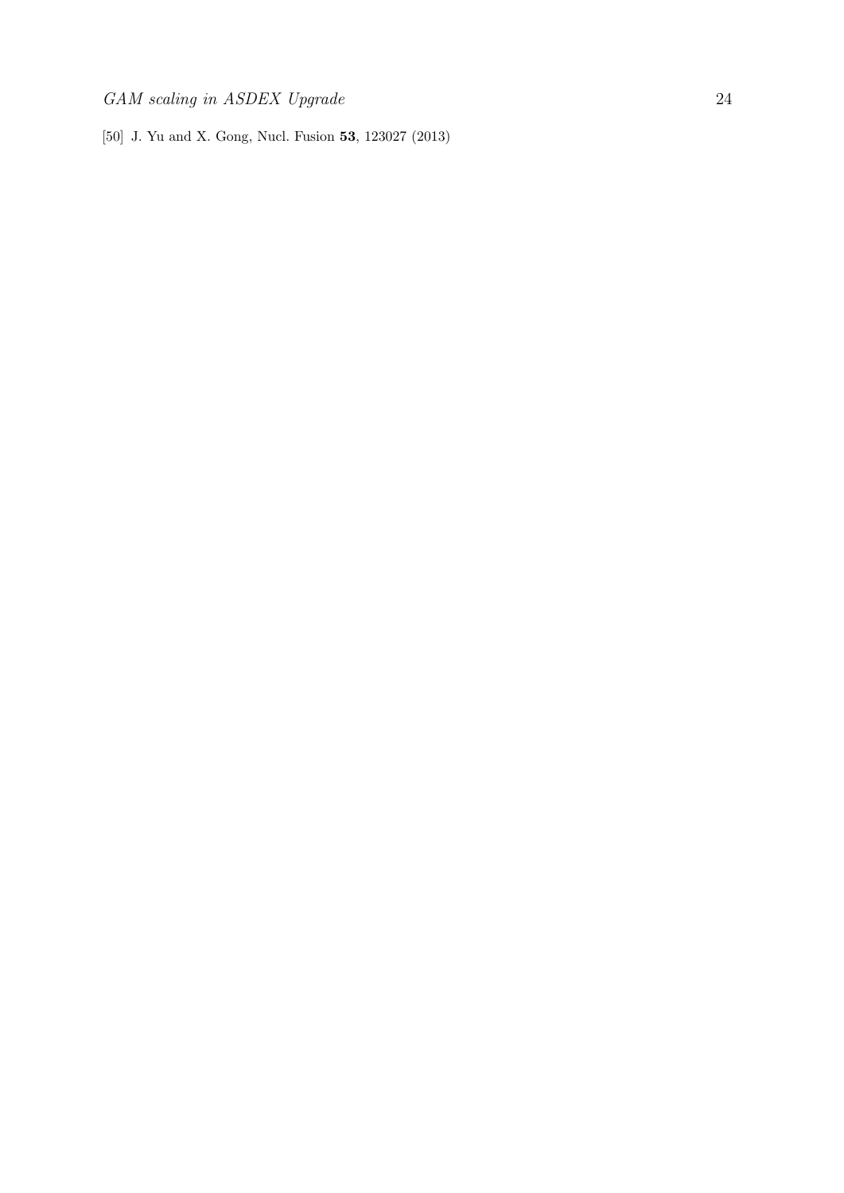[50] J. Yu and X. Gong, Nucl. Fusion **53**, 123027 (2013)